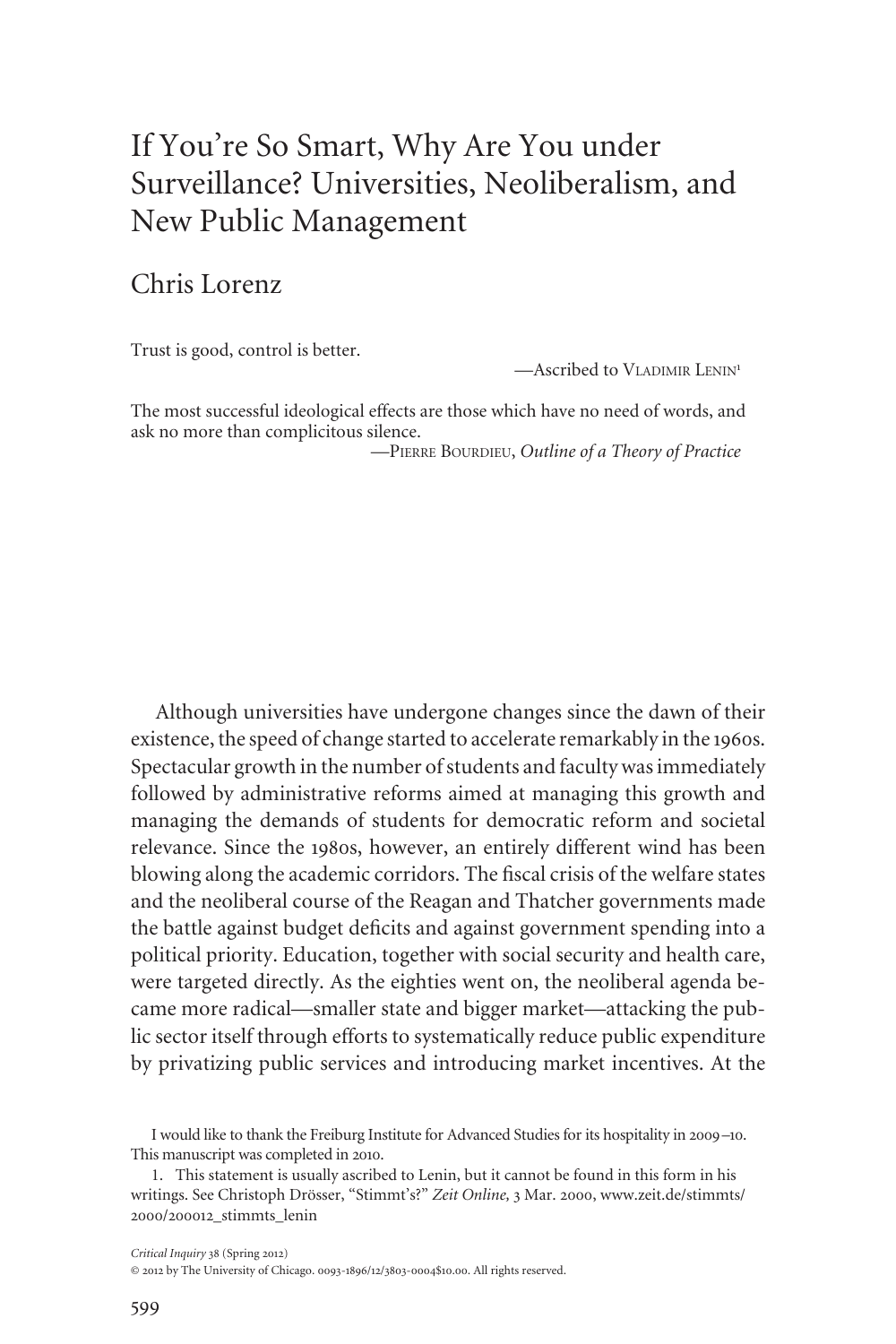# If You're So Smart, Why Are You under Surveillance? Universities, Neoliberalism, and New Public Management

Chris Lorenz

Trust is good, control is better.

—Ascribed to Vladimir Lenin[1]

The most successful ideological effects are those which have no need of words, and ask no more than complicitous silence.

—Pierre Bourdieu, *Outline of a Theory of Practice*

Although universities have undergone changes since the dawn of their existence, the speed of change started to accelerate remarkably in the 1960s. Spectacular growth in the number of students and faculty was immediately followed by administrative reforms aimed at managing this growth and managing the demands of students for democratic reform and societal relevance. Since the 1980s, however, an entirely different wind has been blowing along the academic corridors. The fiscal crisis of the welfare states and the neoliberal course of the Reagan and Thatcher governments made the battle against budget deficits and against government spending into a political priority. Education, together with social security and health care, were targeted directly. As the eighties went on, the neoliberal agenda became more radical—smaller state and bigger market—attacking the public sector itself through efforts to systematically reduce public expenditure by privatizing public services and introducing market incentives. At the

I would like to thank the Freiburg Institute for Advanced Studies for its hospitality in 2009–10. This manuscript was completed in 2010.

1. This statement is usually ascribed to Lenin, but it cannot be found in this form in his writings. See Christoph Drösser, "Stimmt's?" *Zeit Online,* 3 Mar. 2000, www.zeit.de/stimmts/2000/200012_stimmts_lenin

*Critical Inquiry* 38 (Spring 2012)

© 2012 by The University of Chicago. 0093-1896/12/3803-0004$10.00. All rights reserved.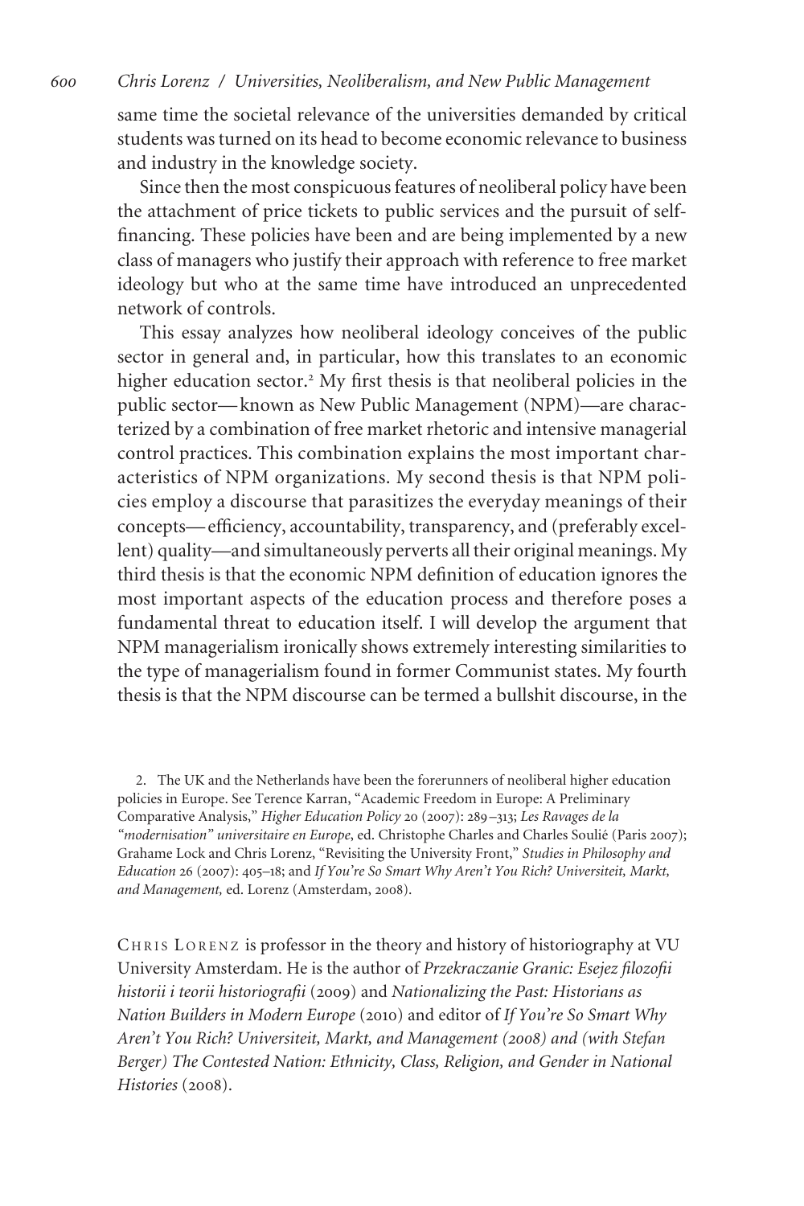same time the societal relevance of the universities demanded by critical students was turned on its head to become economic relevance to business and industry in the knowledge society.

Since then the most conspicuous features of neoliberal policy have been the attachment of price tickets to public services and the pursuit of self-financing. These policies have been and are being implemented by a new class of managers who justify their approach with reference to free market ideology but who at the same time have introduced an unprecedented network of controls.

This essay analyzes how neoliberal ideology conceives of the public sector in general and, in particular, how this translates to an economic higher education sector.[2] My first thesis is that neoliberal policies in the public sector—known as New Public Management (NPM)—are characterized by a combination of free market rhetoric and intensive managerial control practices. This combination explains the most important characteristics of NPM organizations. My second thesis is that NPM policies employ a discourse that parasitizes the everyday meanings of their concepts—efficiency, accountability, transparency, and (preferably excellent) quality—and simultaneously perverts all their original meanings. My third thesis is that the economic NPM definition of education ignores the most important aspects of the education process and therefore poses a fundamental threat to education itself. I will develop the argument that NPM managerialism ironically shows extremely interesting similarities to the type of managerialism found in former Communist states. My fourth thesis is that the NPM discourse can be termed a bullshit discourse, in the

2. The UK and the Netherlands have been the forerunners of neoliberal higher education policies in Europe. See Terence Karran, "Academic Freedom in Europe: A Preliminary Comparative Analysis," *Higher Education Policy* 20 (2007): 289–313; *Les Ravages de la "modernisation" universitaire en Europe*, ed. Christophe Charles and Charles Soulié (Paris 2007); Grahame Lock and Chris Lorenz, "Revisiting the University Front," *Studies in Philosophy and Education* 26 (2007): 405–18; and *If You're So Smart Why Aren't You Rich? Universiteit, Markt, and Management,* ed. Lorenz (Amsterdam, 2008).

Chris Lorenz is professor in the theory and history of historiography at VU University Amsterdam. He is the author of *Przekraczanie Granic: Esejez filozofii historii i teorii historiografii* (2009) and *Nationalizing the Past: Historians as Nation Builders in Modern Europe* (2010) and editor of *If You're So Smart Why Aren't You Rich? Universiteit, Markt, and Management (2008) and (with Stefan Berger) The Contested Nation: Ethnicity, Class, Religion, and Gender in National Histories* (2008).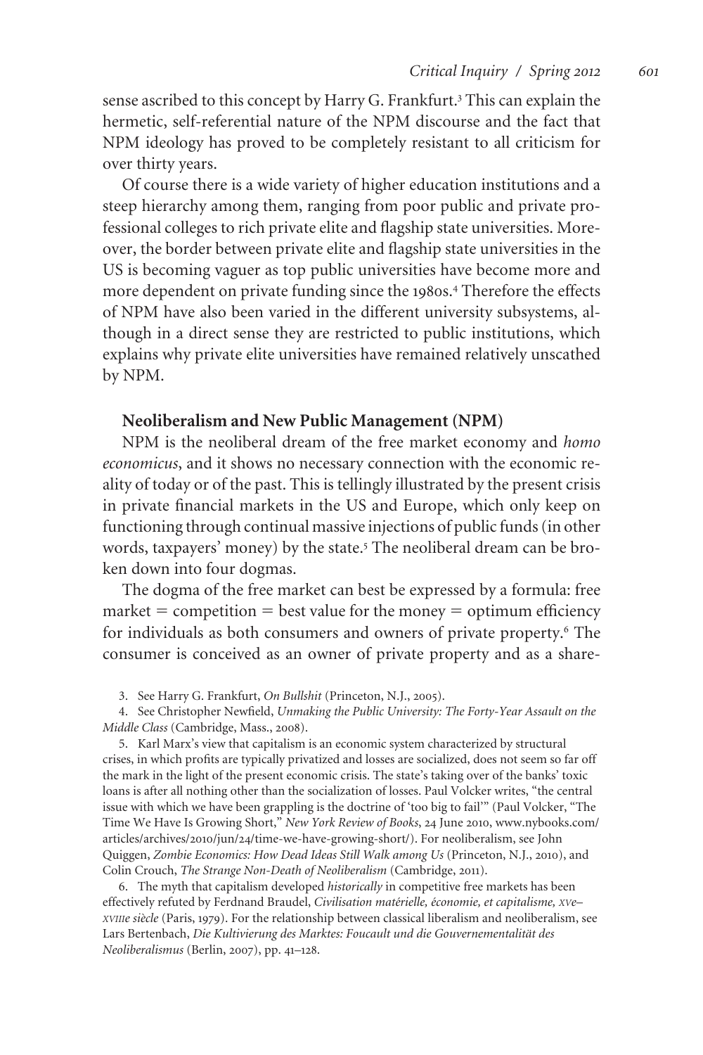sense ascribed to this concept by Harry G. Frankfurt.[3] This can explain the hermetic, self-referential nature of the NPM discourse and the fact that NPM ideology has proved to be completely resistant to all criticism for over thirty years.

Of course there is a wide variety of higher education institutions and a steep hierarchy among them, ranging from poor public and private professional colleges to rich private elite and flagship state universities. Moreover, the border between private elite and flagship state universities in the US is becoming vaguer as top public universities have become more and more dependent on private funding since the 1980s.[4] Therefore the effects of NPM have also been varied in the different university subsystems, although in a direct sense they are restricted to public institutions, which explains why private elite universities have remained relatively unscathed by NPM.

## Neoliberalism and New Public Management (NPM)

NPM is the neoliberal dream of the free market economy and *homo economicus*, and it shows no necessary connection with the economic reality of today or of the past. This is tellingly illustrated by the present crisis in private financial markets in the US and Europe, which only keep on functioning through continual massive injections of public funds (in other words, taxpayers' money) by the state.[5] The neoliberal dream can be broken down into four dogmas.

The dogma of the free market can best be expressed by a formula: free market = competition = best value for the money = optimum efficiency for individuals as both consumers and owners of private property.[6] The consumer is conceived as an owner of private property and as a share-

3. See Harry G. Frankfurt, *On Bullshit* (Princeton, N.J., 2005).

4. See Christopher Newfield, *Unmaking the Public University: The Forty-Year Assault on the Middle Class* (Cambridge, Mass., 2008).

5. Karl Marx's view that capitalism is an economic system characterized by structural crises, in which profits are typically privatized and losses are socialized, does not seem so far off the mark in the light of the present economic crisis. The state's taking over of the banks' toxic loans is after all nothing other than the socialization of losses. Paul Volcker writes, "the central issue with which we have been grappling is the doctrine of 'too big to fail'" (Paul Volcker, "The Time We Have Is Growing Short," *New York Review of Books*, 24 June 2010, www.nybooks.com/articles/archives/2010/jun/24/time-we-have-growing-short/). For neoliberalism, see John Quiggen, *Zombie Economics: How Dead Ideas Still Walk among Us* (Princeton, N.J., 2010), and Colin Crouch, *The Strange Non-Death of Neoliberalism* (Cambridge, 2011).

6. The myth that capitalism developed *historically* in competitive free markets has been effectively refuted by Ferdnand Braudel, *Civilisation matérielle, économie, et capitalisme, XVe–XVIIIe siècle* (Paris, 1979). For the relationship between classical liberalism and neoliberalism, see Lars Bertenbach, *Die Kultivierung des Marktes: Foucault und die Gouvernementalität des Neoliberalismus* (Berlin, 2007), pp. 41–128.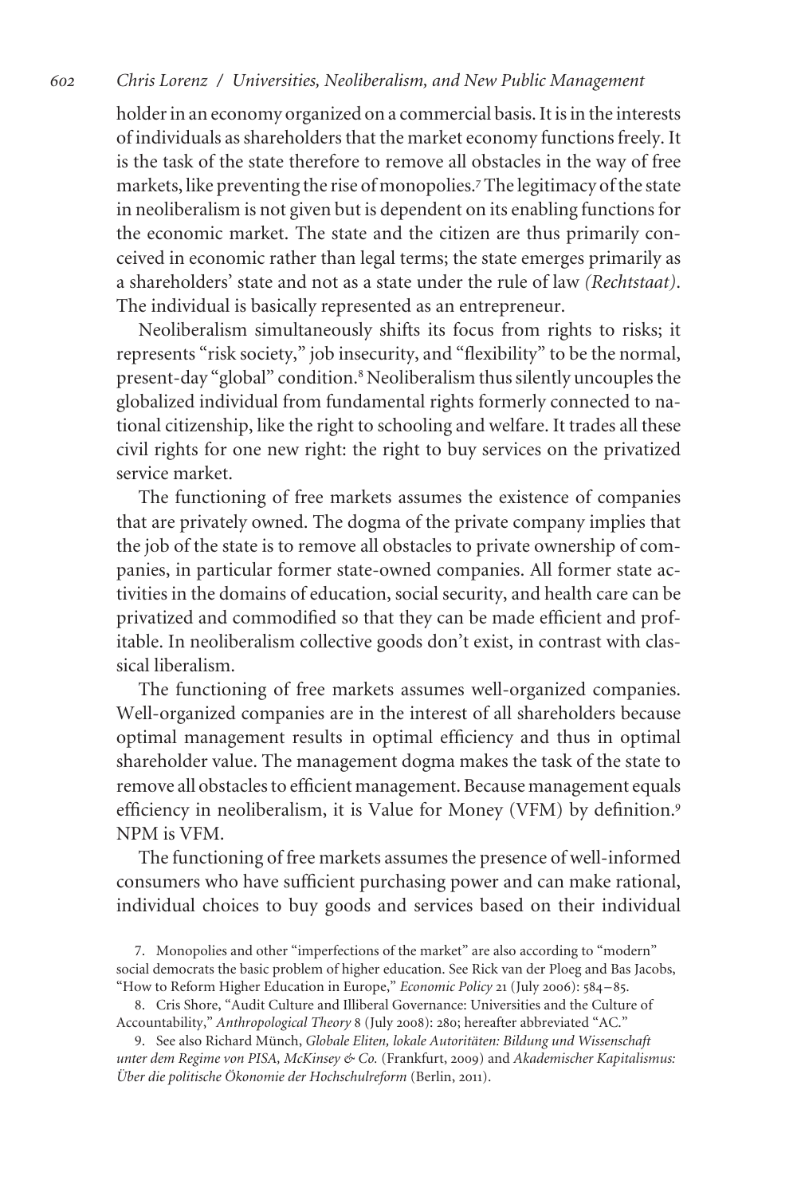holder in an economy organized on a commercial basis. It is in the interests of individuals as shareholders that the market economy functions freely. It is the task of the state therefore to remove all obstacles in the way of free markets, like preventing the rise of monopolies.[7] The legitimacy of the state in neoliberalism is not given but is dependent on its enabling functions for the economic market. The state and the citizen are thus primarily conceived in economic rather than legal terms; the state emerges primarily as a shareholders' state and not as a state under the rule of law *(Rechtstaat)*. The individual is basically represented as an entrepreneur.

Neoliberalism simultaneously shifts its focus from rights to risks; it represents "risk society," job insecurity, and "flexibility" to be the normal, present-day "global" condition.[8] Neoliberalism thus silently uncouples the globalized individual from fundamental rights formerly connected to national citizenship, like the right to schooling and welfare. It trades all these civil rights for one new right: the right to buy services on the privatized service market.

The functioning of free markets assumes the existence of companies that are privately owned. The dogma of the private company implies that the job of the state is to remove all obstacles to private ownership of companies, in particular former state-owned companies. All former state activities in the domains of education, social security, and health care can be privatized and commodified so that they can be made efficient and profitable. In neoliberalism collective goods don't exist, in contrast with classical liberalism.

The functioning of free markets assumes well-organized companies. Well-organized companies are in the interest of all shareholders because optimal management results in optimal efficiency and thus in optimal shareholder value. The management dogma makes the task of the state to remove all obstacles to efficient management. Because management equals efficiency in neoliberalism, it is Value for Money (VFM) by definition.[9] NPM is VFM.

The functioning of free markets assumes the presence of well-informed consumers who have sufficient purchasing power and can make rational, individual choices to buy goods and services based on their individual

7. Monopolies and other "imperfections of the market" are also according to "modern" social democrats the basic problem of higher education. See Rick van der Ploeg and Bas Jacobs, "How to Reform Higher Education in Europe," *Economic Policy* 21 (July 2006): 584–85.

8. Cris Shore, "Audit Culture and Illiberal Governance: Universities and the Culture of Accountability," *Anthropological Theory* 8 (July 2008): 280; hereafter abbreviated "AC."

9. See also Richard Münch, *Globale Eliten, lokale Autoritäten: Bildung und Wissenschaft unter dem Regime von PISA, McKinsey & Co.* (Frankfurt, 2009) and *Akademischer Kapitalismus: Über die politische Ökonomie der Hochschulreform* (Berlin, 2011).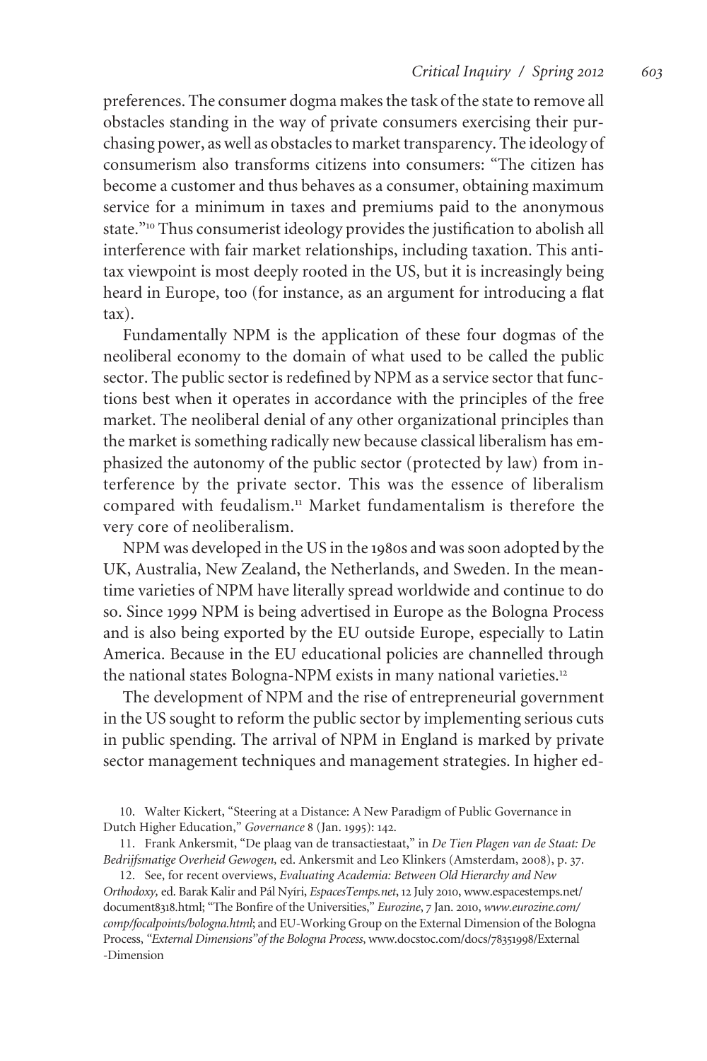preferences. The consumer dogma makes the task of the state to remove all obstacles standing in the way of private consumers exercising their purchasing power, as well as obstacles to market transparency. The ideology of consumerism also transforms citizens into consumers: "The citizen has become a customer and thus behaves as a consumer, obtaining maximum service for a minimum in taxes and premiums paid to the anonymous state."[10] Thus consumerist ideology provides the justification to abolish all interference with fair market relationships, including taxation. This antitax viewpoint is most deeply rooted in the US, but it is increasingly being heard in Europe, too (for instance, as an argument for introducing a flat tax).

Fundamentally NPM is the application of these four dogmas of the neoliberal economy to the domain of what used to be called the public sector. The public sector is redefined by NPM as a service sector that functions best when it operates in accordance with the principles of the free market. The neoliberal denial of any other organizational principles than the market is something radically new because classical liberalism has emphasized the autonomy of the public sector (protected by law) from interference by the private sector. This was the essence of liberalism compared with feudalism.[11] Market fundamentalism is therefore the very core of neoliberalism.

NPM was developed in the US in the 1980s and was soon adopted by the UK, Australia, New Zealand, the Netherlands, and Sweden. In the meantime varieties of NPM have literally spread worldwide and continue to do so. Since 1999 NPM is being advertised in Europe as the Bologna Process and is also being exported by the EU outside Europe, especially to Latin America. Because in the EU educational policies are channelled through the national states Bologna-NPM exists in many national varieties.[12]

The development of NPM and the rise of entrepreneurial government in the US sought to reform the public sector by implementing serious cuts in public spending. The arrival of NPM in England is marked by private sector management techniques and management strategies. In higher ed-

10. Walter Kickert, "Steering at a Distance: A New Paradigm of Public Governance in Dutch Higher Education," *Governance* 8 (Jan. 1995): 142.

11. Frank Ankersmit, "De plaag van de transactiestaat," in *De Tien Plagen van de Staat: De Bedrijfsmatige Overheid Gewogen,* ed. Ankersmit and Leo Klinkers (Amsterdam, 2008), p. 37.

12. See, for recent overviews, *Evaluating Academia: Between Old Hierarchy and New Orthodoxy,* ed. Barak Kalir and Pál Nyíri, *EspacesTemps.net*, 12 July 2010, www.espacestemps.net/document8318.html; "The Bonfire of the Universities," *Eurozine*, 7 Jan. 2010, *www.eurozine.com/comp/focalpoints/bologna.html*; and EU-Working Group on the External Dimension of the Bologna Process, *"External Dimensions" of the Bologna Process*, www.docstoc.com/docs/78351998/External-Dimension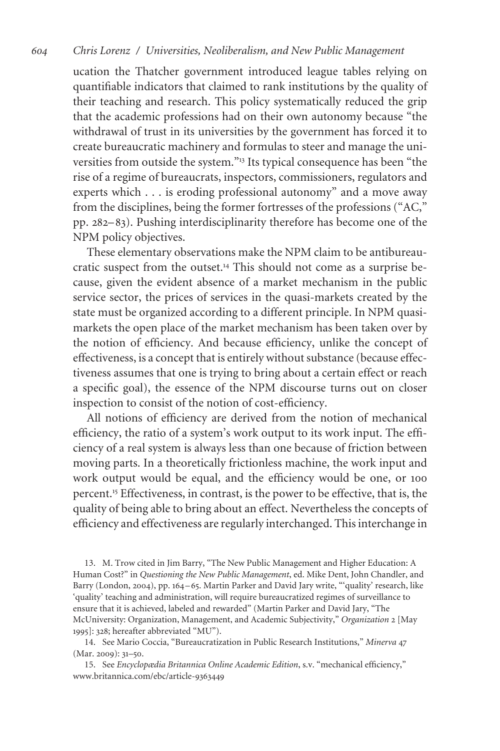ucation the Thatcher government introduced league tables relying on quantifiable indicators that claimed to rank institutions by the quality of their teaching and research. This policy systematically reduced the grip that the academic professions had on their own autonomy because "the withdrawal of trust in its universities by the government has forced it to create bureaucratic machinery and formulas to steer and manage the universities from outside the system."[13] Its typical consequence has been "the rise of a regime of bureaucrats, inspectors, commissioners, regulators and experts which . . . is eroding professional autonomy" and a move away from the disciplines, being the former fortresses of the professions ("AC," pp. 282–83). Pushing interdisciplinarity therefore has become one of the NPM policy objectives.

These elementary observations make the NPM claim to be antibureaucratic suspect from the outset.[14] This should not come as a surprise because, given the evident absence of a market mechanism in the public service sector, the prices of services in the quasi-markets created by the state must be organized according to a different principle. In NPM quasi-markets the open place of the market mechanism has been taken over by the notion of efficiency. And because efficiency, unlike the concept of effectiveness, is a concept that is entirely without substance (because effectiveness assumes that one is trying to bring about a certain effect or reach a specific goal), the essence of the NPM discourse turns out on closer inspection to consist of the notion of cost-efficiency.

All notions of efficiency are derived from the notion of mechanical efficiency, the ratio of a system's work output to its work input. The efficiency of a real system is always less than one because of friction between moving parts. In a theoretically frictionless machine, the work input and work output would be equal, and the efficiency would be one, or 100 percent.[15] Effectiveness, in contrast, is the power to be effective, that is, the quality of being able to bring about an effect. Nevertheless the concepts of efficiency and effectiveness are regularly interchanged. This interchange in

13. M. Trow cited in Jim Barry, "The New Public Management and Higher Education: A Human Cost?" in *Questioning the New Public Management*, ed. Mike Dent, John Chandler, and Barry (London, 2004), pp. 164–65. Martin Parker and David Jary write, "'quality' research, like 'quality' teaching and administration, will require bureaucratized regimes of surveillance to ensure that it is achieved, labeled and rewarded" (Martin Parker and David Jary, "The McUniversity: Organization, Management, and Academic Subjectivity," *Organization* 2 [May 1995]: 328; hereafter abbreviated "MU").

14. See Mario Coccia, "Bureaucratization in Public Research Institutions," *Minerva* 47 (Mar. 2009): 31–50.

15. See *Encyclopædia Britannica Online Academic Edition*, s.v. "mechanical efficiency," www.britannica.com/ebc/article-9363449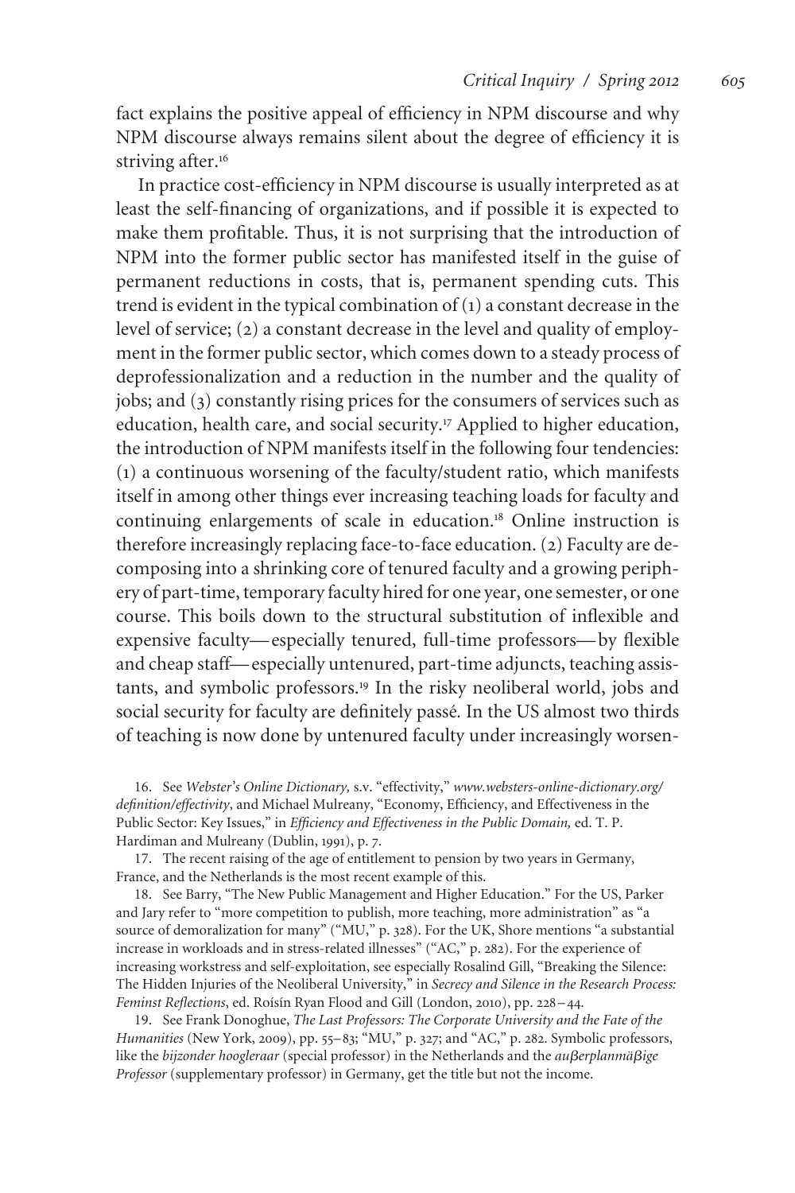fact explains the positive appeal of efficiency in NPM discourse and why NPM discourse always remains silent about the degree of efficiency it is striving after.[16]

In practice cost-efficiency in NPM discourse is usually interpreted as at least the self-financing of organizations, and if possible it is expected to make them profitable. Thus, it is not surprising that the introduction of NPM into the former public sector has manifested itself in the guise of permanent reductions in costs, that is, permanent spending cuts. This trend is evident in the typical combination of (1) a constant decrease in the level of service; (2) a constant decrease in the level and quality of employment in the former public sector, which comes down to a steady process of deprofessionalization and a reduction in the number and the quality of jobs; and (3) constantly rising prices for the consumers of services such as education, health care, and social security.[17] Applied to higher education, the introduction of NPM manifests itself in the following four tendencies: (1) a continuous worsening of the faculty/student ratio, which manifests itself in among other things ever increasing teaching loads for faculty and continuing enlargements of scale in education.[18] Online instruction is therefore increasingly replacing face-to-face education. (2) Faculty are decomposing into a shrinking core of tenured faculty and a growing periphery of part-time, temporary faculty hired for one year, one semester, or one course. This boils down to the structural substitution of inflexible and expensive faculty—especially tenured, full-time professors—by flexible and cheap staff—especially untenured, part-time adjuncts, teaching assistants, and symbolic professors.[19] In the risky neoliberal world, jobs and social security for faculty are definitely passé. In the US almost two thirds of teaching is now done by untenured faculty under increasingly worsen-

16. See *Webster's Online Dictionary,* s.v. "effectivity," *www.websters-online-dictionary.org/definition/effectivity*, and Michael Mulreany, "Economy, Efficiency, and Effectiveness in the Public Sector: Key Issues," in *Efficiency and Effectiveness in the Public Domain,* ed. T. P. Hardiman and Mulreany (Dublin, 1991), p. 7.

17. The recent raising of the age of entitlement to pension by two years in Germany, France, and the Netherlands is the most recent example of this.

18. See Barry, "The New Public Management and Higher Education." For the US, Parker and Jary refer to "more competition to publish, more teaching, more administration" as "a source of demoralization for many" ("MU," p. 328). For the UK, Shore mentions "a substantial increase in workloads and in stress-related illnesses" ("AC," p. 282). For the experience of increasing workstress and self-exploitation, see especially Rosalind Gill, "Breaking the Silence: The Hidden Injuries of the Neoliberal University," in *Secrecy and Silence in the Research Process: Feminst Reflections*, ed. Roísín Ryan Flood and Gill (London, 2010), pp. 228–44.

19. See Frank Donoghue, *The Last Professors: The Corporate University and the Fate of the Humanities* (New York, 2009), pp. 55–83; "MU," p. 327; and "AC," p. 282. Symbolic professors, like the *bijzonder hoogleraar* (special professor) in the Netherlands and the *außerplanmäßige Professor* (supplementary professor) in Germany, get the title but not the income.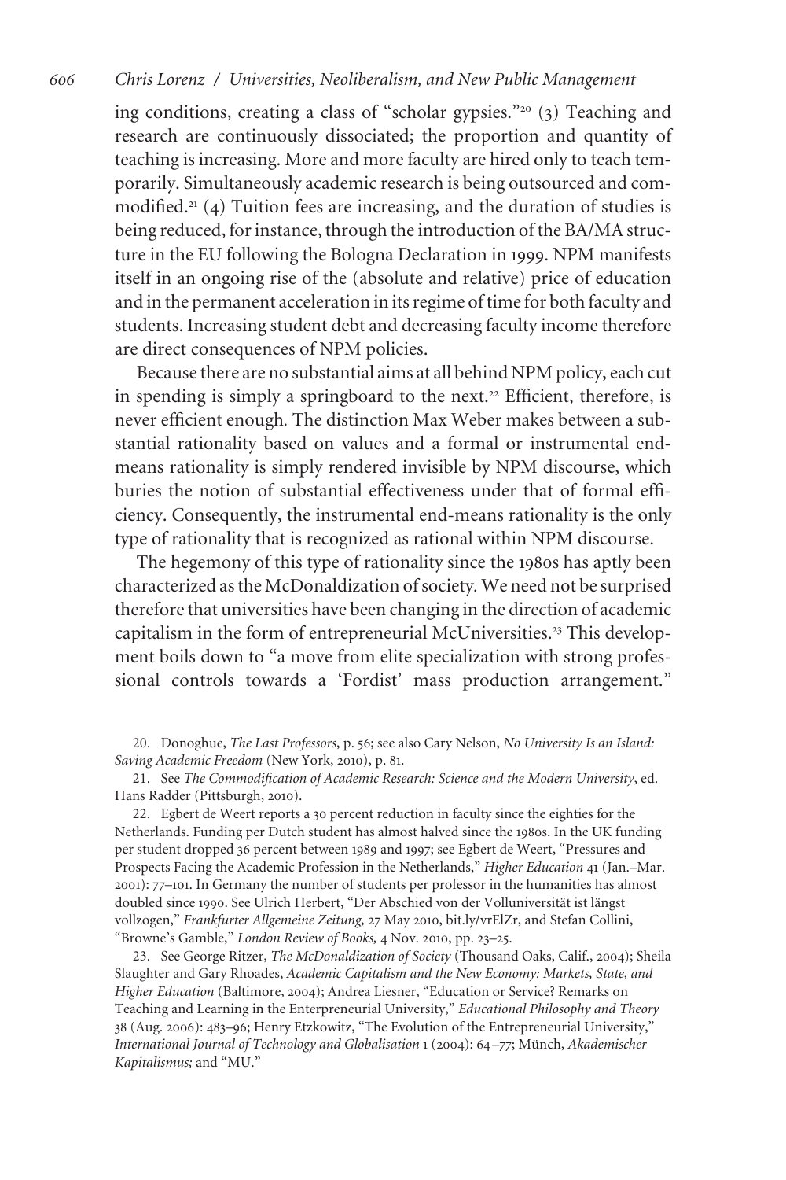ing conditions, creating a class of "scholar gypsies."[20] (3) Teaching and research are continuously dissociated; the proportion and quantity of teaching is increasing. More and more faculty are hired only to teach temporarily. Simultaneously academic research is being outsourced and commodified.[21] (4) Tuition fees are increasing, and the duration of studies is being reduced, for instance, through the introduction of the BA/MA structure in the EU following the Bologna Declaration in 1999. NPM manifests itself in an ongoing rise of the (absolute and relative) price of education and in the permanent acceleration in its regime of time for both faculty and students. Increasing student debt and decreasing faculty income therefore are direct consequences of NPM policies.

Because there are no substantial aims at all behind NPM policy, each cut in spending is simply a springboard to the next.[22] Efficient, therefore, is never efficient enough. The distinction Max Weber makes between a substantial rationality based on values and a formal or instrumental end-means rationality is simply rendered invisible by NPM discourse, which buries the notion of substantial effectiveness under that of formal efficiency. Consequently, the instrumental end-means rationality is the only type of rationality that is recognized as rational within NPM discourse.

The hegemony of this type of rationality since the 1980s has aptly been characterized as the McDonaldization of society. We need not be surprised therefore that universities have been changing in the direction of academic capitalism in the form of entrepreneurial McUniversities.[23] This development boils down to "a move from elite specialization with strong professional controls towards a 'Fordist' mass production arrangement."

20. Donoghue, *The Last Professors*, p. 56; see also Cary Nelson, *No University Is an Island: Saving Academic Freedom* (New York, 2010), p. 81.

21. See *The Commodification of Academic Research: Science and the Modern University*, ed. Hans Radder (Pittsburgh, 2010).

22. Egbert de Weert reports a 30 percent reduction in faculty since the eighties for the Netherlands. Funding per Dutch student has almost halved since the 1980s. In the UK funding per student dropped 36 percent between 1989 and 1997; see Egbert de Weert, "Pressures and Prospects Facing the Academic Profession in the Netherlands," *Higher Education* 41 (Jan.–Mar. 2001): 77–101. In Germany the number of students per professor in the humanities has almost doubled since 1990. See Ulrich Herbert, "Der Abschied von der Volluniversität ist längst vollzogen," *Frankfurter Allgemeine Zeitung,* 27 May 2010, bit.ly/vrElZr, and Stefan Collini, "Browne's Gamble," *London Review of Books,* 4 Nov. 2010, pp. 23–25.

23. See George Ritzer, *The McDonaldization of Society* (Thousand Oaks, Calif., 2004); Sheila Slaughter and Gary Rhoades, *Academic Capitalism and the New Economy: Markets, State, and Higher Education* (Baltimore, 2004); Andrea Liesner, "Education or Service? Remarks on Teaching and Learning in the Enterpreneurial University," *Educational Philosophy and Theory* 38 (Aug. 2006): 483–96; Henry Etzkowitz, "The Evolution of the Entrepreneurial University," *International Journal of Technology and Globalisation* 1 (2004): 64–77; Münch, *Akademischer Kapitalismus;* and "MU."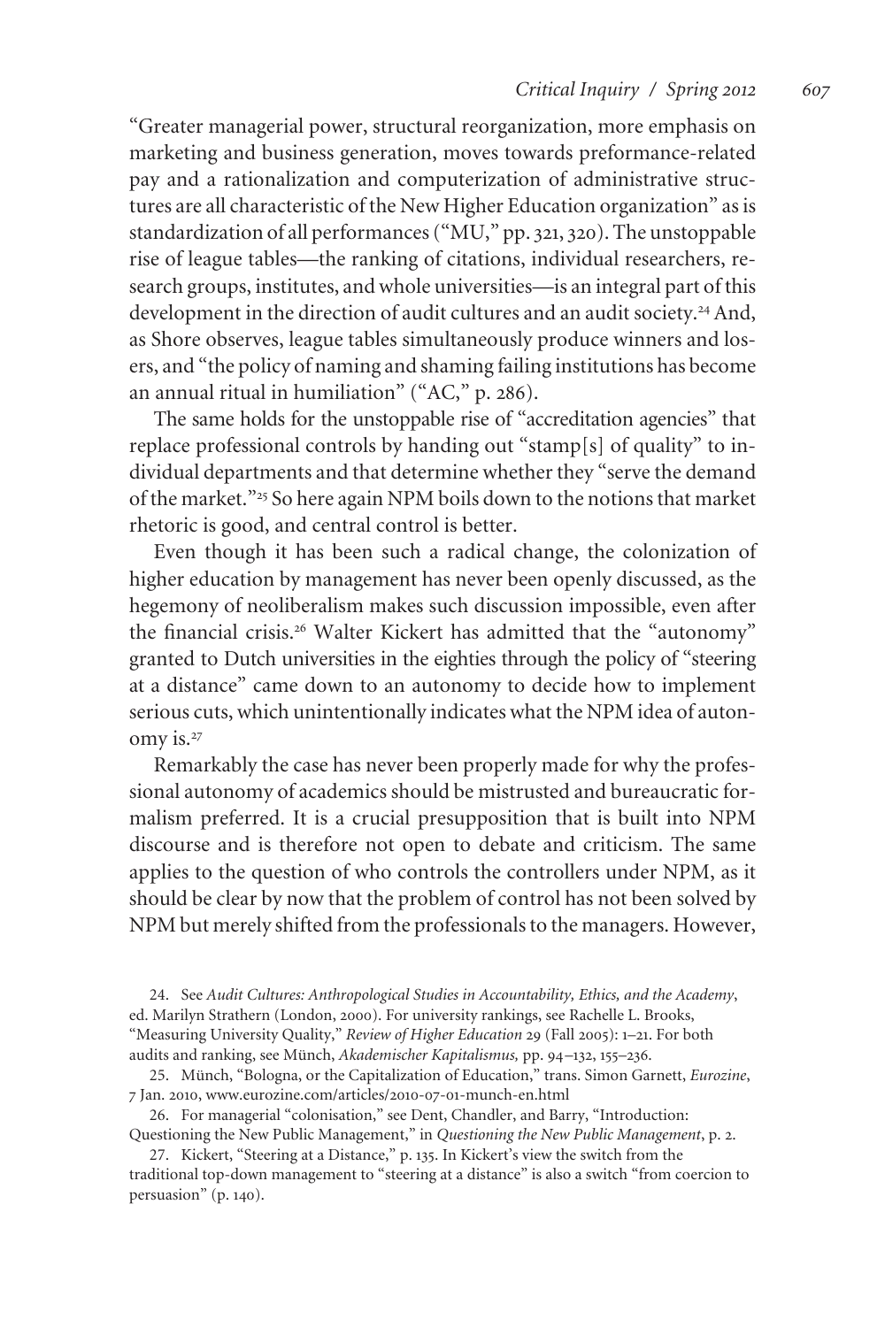"Greater managerial power, structural reorganization, more emphasis on marketing and business generation, moves towards preformance-related pay and a rationalization and computerization of administrative structures are all characteristic of the New Higher Education organization" as is standardization of all performances ("MU," pp. 321, 320). The unstoppable rise of league tables—the ranking of citations, individual researchers, research groups, institutes, and whole universities—is an integral part of this development in the direction of audit cultures and an audit society.[24] And, as Shore observes, league tables simultaneously produce winners and losers, and "the policy of naming and shaming failing institutions has become an annual ritual in humiliation" ("AC," p. 286).

The same holds for the unstoppable rise of "accreditation agencies" that replace professional controls by handing out "stamp[s] of quality" to individual departments and that determine whether they "serve the demand of the market."[25] So here again NPM boils down to the notions that market rhetoric is good, and central control is better.

Even though it has been such a radical change, the colonization of higher education by management has never been openly discussed, as the hegemony of neoliberalism makes such discussion impossible, even after the financial crisis.[26] Walter Kickert has admitted that the "autonomy" granted to Dutch universities in the eighties through the policy of "steering at a distance" came down to an autonomy to decide how to implement serious cuts, which unintentionally indicates what the NPM idea of autonomy is.[27]

Remarkably the case has never been properly made for why the professional autonomy of academics should be mistrusted and bureaucratic formalism preferred. It is a crucial presupposition that is built into NPM discourse and is therefore not open to debate and criticism. The same applies to the question of who controls the controllers under NPM, as it should be clear by now that the problem of control has not been solved by NPM but merely shifted from the professionals to the managers. However,

24. See *Audit Cultures: Anthropological Studies in Accountability, Ethics, and the Academy*, ed. Marilyn Strathern (London, 2000). For university rankings, see Rachelle L. Brooks, "Measuring University Quality," *Review of Higher Education* 29 (Fall 2005): 1–21. For both audits and ranking, see Münch, *Akademischer Kapitalismus,* pp. 94–132, 155–236.

25. Münch, "Bologna, or the Capitalization of Education," trans. Simon Garnett, *Eurozine*, 7 Jan. 2010, www.eurozine.com/articles/2010-07-01-munch-en.html

26. For managerial "colonisation," see Dent, Chandler, and Barry, "Introduction: Questioning the New Public Management," in *Questioning the New Public Management*, p. 2.

27. Kickert, "Steering at a Distance," p. 135. In Kickert's view the switch from the traditional top-down management to "steering at a distance" is also a switch "from coercion to persuasion" (p. 140).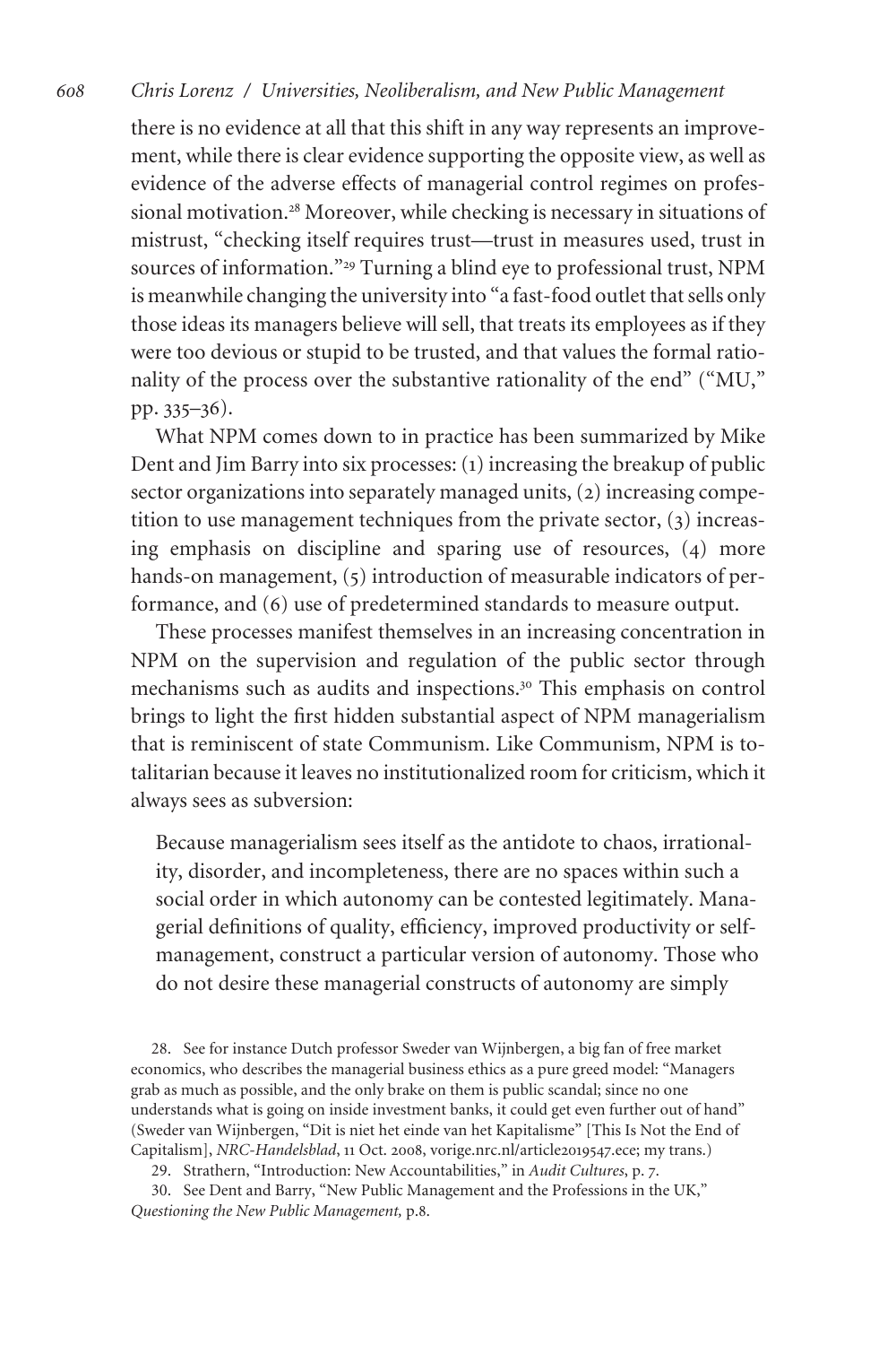there is no evidence at all that this shift in any way represents an improvement, while there is clear evidence supporting the opposite view, as well as evidence of the adverse effects of managerial control regimes on professional motivation.[28] Moreover, while checking is necessary in situations of mistrust, "checking itself requires trust—trust in measures used, trust in sources of information."[29] Turning a blind eye to professional trust, NPM is meanwhile changing the university into "a fast-food outlet that sells only those ideas its managers believe will sell, that treats its employees as if they were too devious or stupid to be trusted, and that values the formal rationality of the process over the substantive rationality of the end" ("MU," pp. 335–36).

What NPM comes down to in practice has been summarized by Mike Dent and Jim Barry into six processes: (1) increasing the breakup of public sector organizations into separately managed units, (2) increasing competition to use management techniques from the private sector, (3) increasing emphasis on discipline and sparing use of resources, (4) more hands-on management, (5) introduction of measurable indicators of performance, and (6) use of predetermined standards to measure output.

These processes manifest themselves in an increasing concentration in NPM on the supervision and regulation of the public sector through mechanisms such as audits and inspections.[30] This emphasis on control brings to light the first hidden substantial aspect of NPM managerialism that is reminiscent of state Communism. Like Communism, NPM is totalitarian because it leaves no institutionalized room for criticism, which it always sees as subversion:

> Because managerialism sees itself as the antidote to chaos, irrationality, disorder, and incompleteness, there are no spaces within such a social order in which autonomy can be contested legitimately. Managerial definitions of quality, efficiency, improved productivity or self-management, construct a particular version of autonomy. Those who do not desire these managerial constructs of autonomy are simply

28. See for instance Dutch professor Sweder van Wijnbergen, a big fan of free market economics, who describes the managerial business ethics as a pure greed model: "Managers grab as much as possible, and the only brake on them is public scandal; since no one understands what is going on inside investment banks, it could get even further out of hand" (Sweder van Wijnbergen, "Dit is niet het einde van het Kapitalisme" [This Is Not the End of Capitalism], *NRC-Handelsblad*, 11 Oct. 2008, vorige.nrc.nl/article2019547.ece; my trans.)

29. Strathern, "Introduction: New Accountabilities," in *Audit Cultures*, p. 7.

30. See Dent and Barry, "New Public Management and the Professions in the UK," *Questioning the New Public Management,* p.8.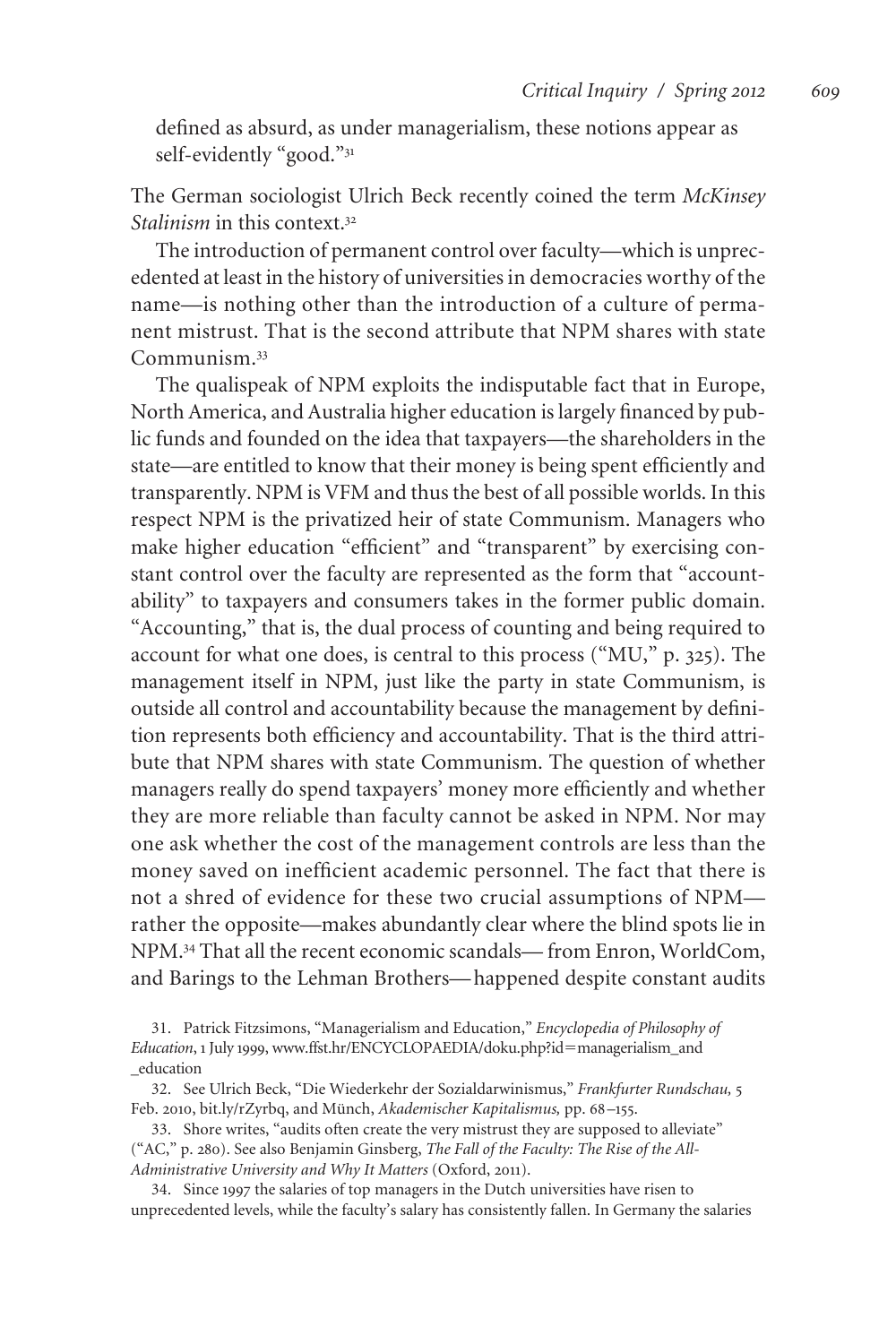defined as absurd, as under managerialism, these notions appear as self-evidently "good."[31]

The German sociologist Ulrich Beck recently coined the term *McKinsey Stalinism* in this context.[32]

The introduction of permanent control over faculty—which is unprecedented at least in the history of universities in democracies worthy of the name—is nothing other than the introduction of a culture of permanent mistrust. That is the second attribute that NPM shares with state Communism.[33]

The qualispeak of NPM exploits the indisputable fact that in Europe, North America, and Australia higher education is largely financed by public funds and founded on the idea that taxpayers—the shareholders in the state—are entitled to know that their money is being spent efficiently and transparently. NPM is VFM and thus the best of all possible worlds. In this respect NPM is the privatized heir of state Communism. Managers who make higher education "efficient" and "transparent" by exercising constant control over the faculty are represented as the form that "accountability" to taxpayers and consumers takes in the former public domain. "Accounting," that is, the dual process of counting and being required to account for what one does, is central to this process ("MU," p. 325). The management itself in NPM, just like the party in state Communism, is outside all control and accountability because the management by definition represents both efficiency and accountability. That is the third attribute that NPM shares with state Communism. The question of whether managers really do spend taxpayers' money more efficiently and whether they are more reliable than faculty cannot be asked in NPM. Nor may one ask whether the cost of the management controls are less than the money saved on inefficient academic personnel. The fact that there is not a shred of evidence for these two crucial assumptions of NPM—rather the opposite—makes abundantly clear where the blind spots lie in NPM.[34] That all the recent economic scandals—from Enron, WorldCom, and Barings to the Lehman Brothers—happened despite constant audits

31. Patrick Fitzsimons, "Managerialism and Education," *Encyclopedia of Philosophy of Education*, 1 July 1999, www.ffst.hr/ENCYCLOPAEDIA/doku.php?id=managerialism_and_education

32. See Ulrich Beck, "Die Wiederkehr der Sozialdarwinismus," *Frankfurter Rundschau*, 5 Feb. 2010, bit.ly/rZyrbq, and Münch, *Akademischer Kapitalismus*, pp. 68–155.

33. Shore writes, "audits often create the very mistrust they are supposed to alleviate" ("AC," p. 280). See also Benjamin Ginsberg, *The Fall of the Faculty: The Rise of the All-Administrative University and Why It Matters* (Oxford, 2011).

34. Since 1997 the salaries of top managers in the Dutch universities have risen to unprecedented levels, while the faculty's salary has consistently fallen. In Germany the salaries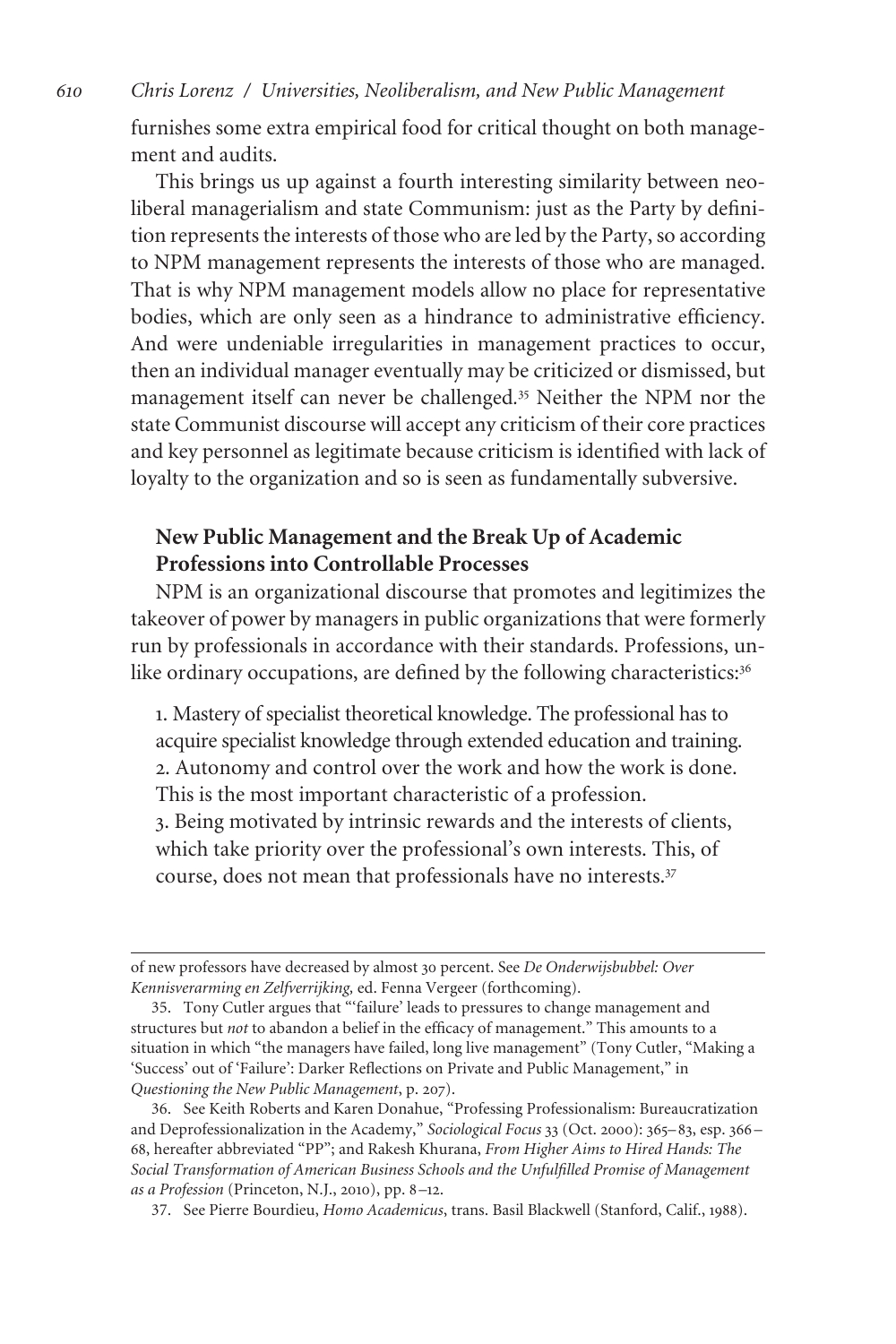furnishes some extra empirical food for critical thought on both management and audits.

This brings us up against a fourth interesting similarity between neoliberal managerialism and state Communism: just as the Party by definition represents the interests of those who are led by the Party, so according to NPM management represents the interests of those who are managed. That is why NPM management models allow no place for representative bodies, which are only seen as a hindrance to administrative efficiency. And were undeniable irregularities in management practices to occur, then an individual manager eventually may be criticized or dismissed, but management itself can never be challenged.[35] Neither the NPM nor the state Communist discourse will accept any criticism of their core practices and key personnel as legitimate because criticism is identified with lack of loyalty to the organization and so is seen as fundamentally subversive.

## New Public Management and the Break Up of Academic Professions into Controllable Processes

NPM is an organizational discourse that promotes and legitimizes the takeover of power by managers in public organizations that were formerly run by professionals in accordance with their standards. Professions, unlike ordinary occupations, are defined by the following characteristics:[36]

1. Mastery of specialist theoretical knowledge. The professional has to acquire specialist knowledge through extended education and training.
2. Autonomy and control over the work and how the work is done. This is the most important characteristic of a profession.
3. Being motivated by intrinsic rewards and the interests of clients, which take priority over the professional's own interests. This, of course, does not mean that professionals have no interests.[37]

---

of new professors have decreased by almost 30 percent. See *De Onderwijsbubbel: Over Kennisverarming en Zelfverrijking,* ed. Fenna Vergeer (forthcoming).

35. Tony Cutler argues that "'failure' leads to pressures to change management and structures but *not* to abandon a belief in the efficacy of management." This amounts to a situation in which "the managers have failed, long live management" (Tony Cutler, "Making a 'Success' out of 'Failure': Darker Reflections on Private and Public Management," in *Questioning the New Public Management*, p. 207).

36. See Keith Roberts and Karen Donahue, "Professing Professionalism: Bureaucratization and Deprofessionalization in the Academy," *Sociological Focus* 33 (Oct. 2000): 365–83, esp. 366–68, hereafter abbreviated "PP"; and Rakesh Khurana, *From Higher Aims to Hired Hands: The Social Transformation of American Business Schools and the Unfulfilled Promise of Management as a Profession* (Princeton, N.J., 2010), pp. 8–12.

37. See Pierre Bourdieu, *Homo Academicus*, trans. Basil Blackwell (Stanford, Calif., 1988).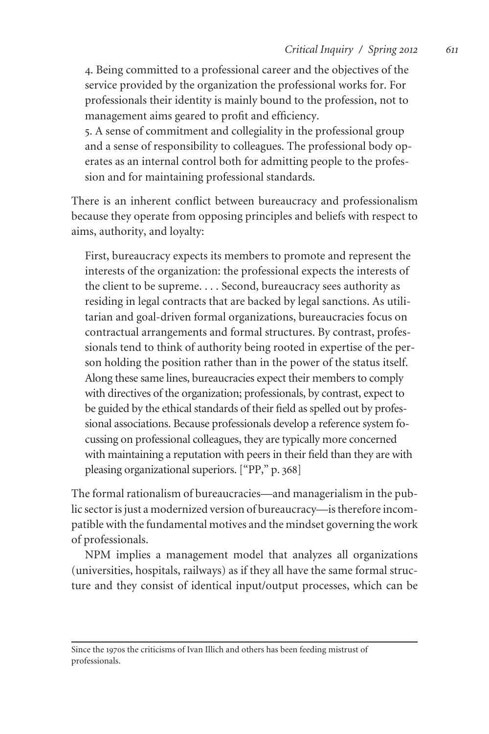4. Being committed to a professional career and the objectives of the service provided by the organization the professional works for. For professionals their identity is mainly bound to the profession, not to management aims geared to profit and efficiency.

5. A sense of commitment and collegiality in the professional group and a sense of responsibility to colleagues. The professional body operates as an internal control both for admitting people to the profession and for maintaining professional standards.

There is an inherent conflict between bureaucracy and professionalism because they operate from opposing principles and beliefs with respect to aims, authority, and loyalty:

> First, bureaucracy expects its members to promote and represent the interests of the organization: the professional expects the interests of the client to be supreme. . . . Second, bureaucracy sees authority as residing in legal contracts that are backed by legal sanctions. As utilitarian and goal-driven formal organizations, bureaucracies focus on contractual arrangements and formal structures. By contrast, professionals tend to think of authority being rooted in expertise of the person holding the position rather than in the power of the status itself. Along these same lines, bureaucracies expect their members to comply with directives of the organization; professionals, by contrast, expect to be guided by the ethical standards of their field as spelled out by professional associations. Because professionals develop a reference system focussing on professional colleagues, they are typically more concerned with maintaining a reputation with peers in their field than they are with pleasing organizational superiors. ["PP," p. 368]

The formal rationalism of bureaucracies—and managerialism in the public sector is just a modernized version of bureaucracy—is therefore incompatible with the fundamental motives and the mindset governing the work of professionals.

NPM implies a management model that analyzes all organizations (universities, hospitals, railways) as if they all have the same formal structure and they consist of identical input/output processes, which can be

Since the 1970s the criticisms of Ivan Illich and others has been feeding mistrust of professionals.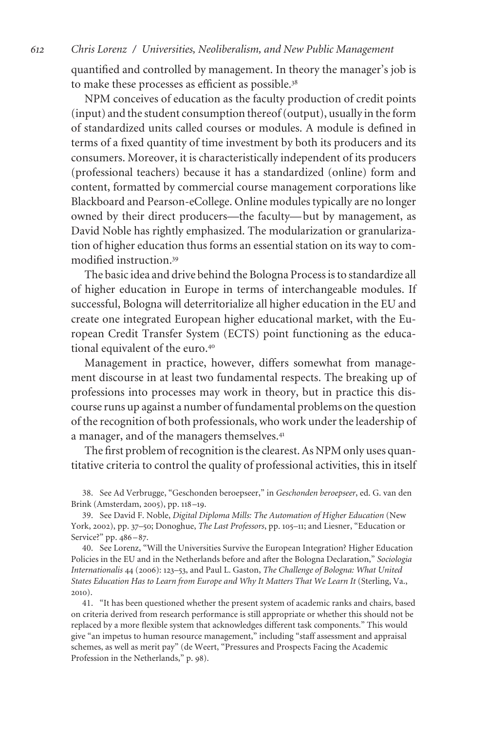quantified and controlled by management. In theory the manager's job is to make these processes as efficient as possible.[38]

NPM conceives of education as the faculty production of credit points (input) and the student consumption thereof (output), usually in the form of standardized units called courses or modules. A module is defined in terms of a fixed quantity of time investment by both its producers and its consumers. Moreover, it is characteristically independent of its producers (professional teachers) because it has a standardized (online) form and content, formatted by commercial course management corporations like Blackboard and Pearson-eCollege. Online modules typically are no longer owned by their direct producers—the faculty—but by management, as David Noble has rightly emphasized. The modularization or granularization of higher education thus forms an essential station on its way to commodified instruction.[39]

The basic idea and drive behind the Bologna Process is to standardize all of higher education in Europe in terms of interchangeable modules. If successful, Bologna will deterritorialize all higher education in the EU and create one integrated European higher educational market, with the European Credit Transfer System (ECTS) point functioning as the educational equivalent of the euro.[40]

Management in practice, however, differs somewhat from management discourse in at least two fundamental respects. The breaking up of professions into processes may work in theory, but in practice this discourse runs up against a number of fundamental problems on the question of the recognition of both professionals, who work under the leadership of a manager, and of the managers themselves.[41]

The first problem of recognition is the clearest. As NPM only uses quantitative criteria to control the quality of professional activities, this in itself

38. See Ad Verbrugge, "Geschonden beroepseer," in *Geschonden beroepseer*, ed. G. van den Brink (Amsterdam, 2005), pp. 118–19.

39. See David F. Noble, *Digital Diploma Mills: The Automation of Higher Education* (New York, 2002), pp. 37–50; Donoghue, *The Last Professors*, pp. 105–11; and Liesner, "Education or Service?" pp. 486–87.

40. See Lorenz, "Will the Universities Survive the European Integration? Higher Education Policies in the EU and in the Netherlands before and after the Bologna Declaration," *Sociologia Internationalis* 44 (2006): 123–53, and Paul L. Gaston, *The Challenge of Bologna: What United States Education Has to Learn from Europe and Why It Matters That We Learn It* (Sterling, Va., 2010).

41. "It has been questioned whether the present system of academic ranks and chairs, based on criteria derived from research performance is still appropriate or whether this should not be replaced by a more flexible system that acknowledges different task components." This would give "an impetus to human resource management," including "staff assessment and appraisal schemes, as well as merit pay" (de Weert, "Pressures and Prospects Facing the Academic Profession in the Netherlands," p. 98).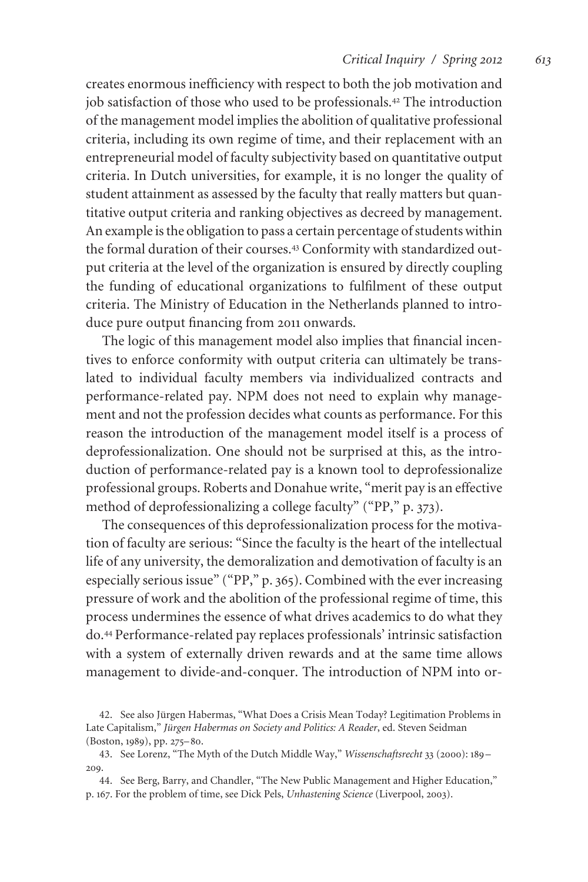creates enormous inefficiency with respect to both the job motivation and job satisfaction of those who used to be professionals.[42] The introduction of the management model implies the abolition of qualitative professional criteria, including its own regime of time, and their replacement with an entrepreneurial model of faculty subjectivity based on quantitative output criteria. In Dutch universities, for example, it is no longer the quality of student attainment as assessed by the faculty that really matters but quantitative output criteria and ranking objectives as decreed by management. An example is the obligation to pass a certain percentage of students within the formal duration of their courses.[43] Conformity with standardized output criteria at the level of the organization is ensured by directly coupling the funding of educational organizations to fulfilment of these output criteria. The Ministry of Education in the Netherlands planned to introduce pure output financing from 2011 onwards.

The logic of this management model also implies that financial incentives to enforce conformity with output criteria can ultimately be translated to individual faculty members via individualized contracts and performance-related pay. NPM does not need to explain why management and not the profession decides what counts as performance. For this reason the introduction of the management model itself is a process of deprofessionalization. One should not be surprised at this, as the introduction of performance-related pay is a known tool to deprofessionalize professional groups. Roberts and Donahue write, "merit pay is an effective method of deprofessionalizing a college faculty" ("PP," p. 373).

The consequences of this deprofessionalization process for the motivation of faculty are serious: "Since the faculty is the heart of the intellectual life of any university, the demoralization and demotivation of faculty is an especially serious issue" ("PP," p. 365). Combined with the ever increasing pressure of work and the abolition of the professional regime of time, this process undermines the essence of what drives academics to do what they do.[44] Performance-related pay replaces professionals' intrinsic satisfaction with a system of externally driven rewards and at the same time allows management to divide-and-conquer. The introduction of NPM into or-

42. See also Jürgen Habermas, "What Does a Crisis Mean Today? Legitimation Problems in Late Capitalism," *Jürgen Habermas on Society and Politics: A Reader*, ed. Steven Seidman (Boston, 1989), pp. 275–80.

43. See Lorenz, "The Myth of the Dutch Middle Way," *Wissenschaftsrecht* 33 (2000): 189–209.

44. See Berg, Barry, and Chandler, "The New Public Management and Higher Education," p. 167. For the problem of time, see Dick Pels, *Unhastening Science* (Liverpool, 2003).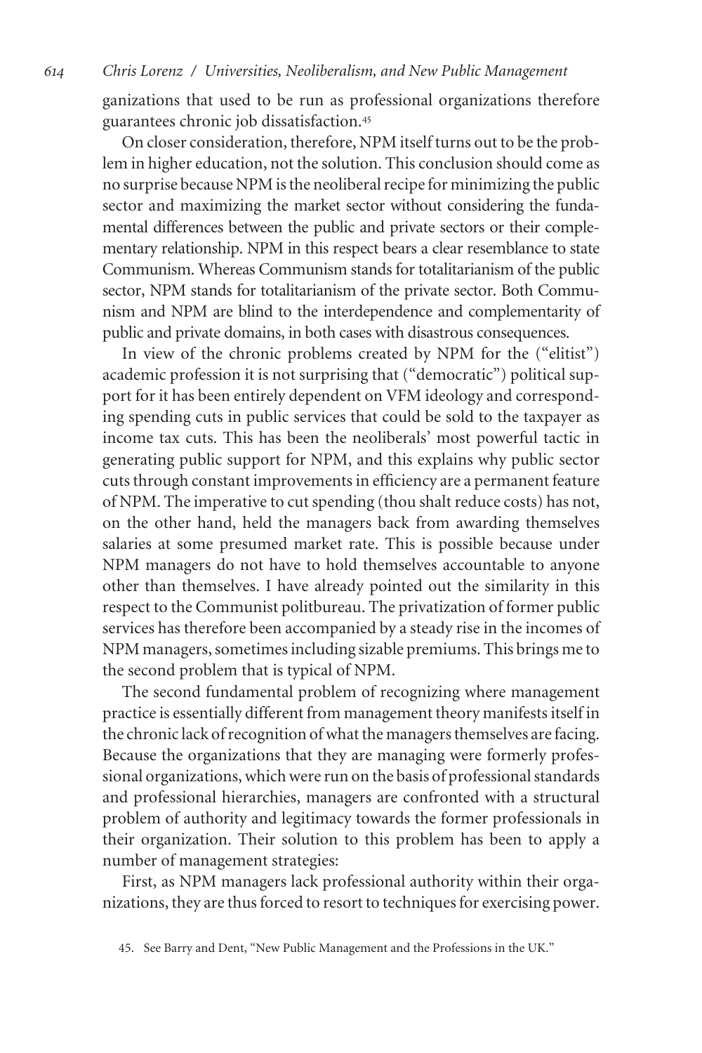ganizations that used to be run as professional organizations therefore guarantees chronic job dissatisfaction.[45]

On closer consideration, therefore, NPM itself turns out to be the problem in higher education, not the solution. This conclusion should come as no surprise because NPM is the neoliberal recipe for minimizing the public sector and maximizing the market sector without considering the fundamental differences between the public and private sectors or their complementary relationship. NPM in this respect bears a clear resemblance to state Communism. Whereas Communism stands for totalitarianism of the public sector, NPM stands for totalitarianism of the private sector. Both Communism and NPM are blind to the interdependence and complementarity of public and private domains, in both cases with disastrous consequences.

In view of the chronic problems created by NPM for the ("elitist") academic profession it is not surprising that ("democratic") political support for it has been entirely dependent on VFM ideology and corresponding spending cuts in public services that could be sold to the taxpayer as income tax cuts. This has been the neoliberals' most powerful tactic in generating public support for NPM, and this explains why public sector cuts through constant improvements in efficiency are a permanent feature of NPM. The imperative to cut spending (thou shalt reduce costs) has not, on the other hand, held the managers back from awarding themselves salaries at some presumed market rate. This is possible because under NPM managers do not have to hold themselves accountable to anyone other than themselves. I have already pointed out the similarity in this respect to the Communist politbureau. The privatization of former public services has therefore been accompanied by a steady rise in the incomes of NPM managers, sometimes including sizable premiums. This brings me to the second problem that is typical of NPM.

The second fundamental problem of recognizing where management practice is essentially different from management theory manifests itself in the chronic lack of recognition of what the managers themselves are facing. Because the organizations that they are managing were formerly professional organizations, which were run on the basis of professional standards and professional hierarchies, managers are confronted with a structural problem of authority and legitimacy towards the former professionals in their organization. Their solution to this problem has been to apply a number of management strategies:

First, as NPM managers lack professional authority within their organizations, they are thus forced to resort to techniques for exercising power.

45. See Barry and Dent, "New Public Management and the Professions in the UK."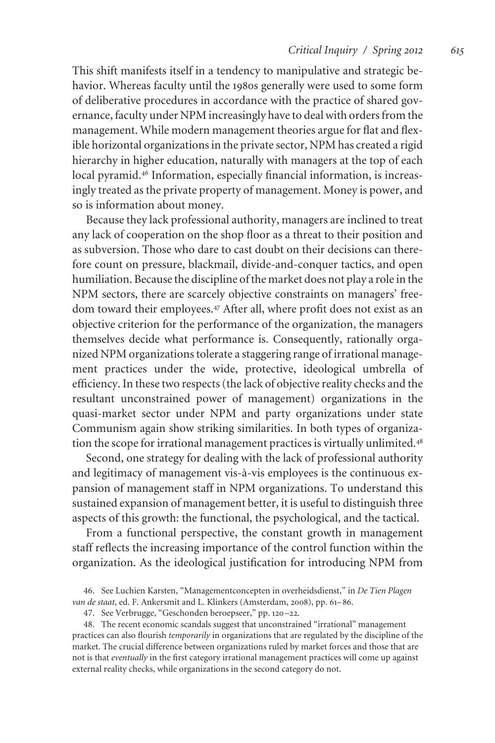This shift manifests itself in a tendency to manipulative and strategic behavior. Whereas faculty until the 1980s generally were used to some form of deliberative procedures in accordance with the practice of shared governance, faculty under NPM increasingly have to deal with orders from the management. While modern management theories argue for flat and flexible horizontal organizations in the private sector, NPM has created a rigid hierarchy in higher education, naturally with managers at the top of each local pyramid.[46] Information, especially financial information, is increasingly treated as the private property of management. Money is power, and so is information about money.

Because they lack professional authority, managers are inclined to treat any lack of cooperation on the shop floor as a threat to their position and as subversion. Those who dare to cast doubt on their decisions can therefore count on pressure, blackmail, divide-and-conquer tactics, and open humiliation. Because the discipline of the market does not play a role in the NPM sectors, there are scarcely objective constraints on managers' freedom toward their employees.[47] After all, where profit does not exist as an objective criterion for the performance of the organization, the managers themselves decide what performance is. Consequently, rationally organized NPM organizations tolerate a staggering range of irrational management practices under the wide, protective, ideological umbrella of efficiency. In these two respects (the lack of objective reality checks and the resultant unconstrained power of management) organizations in the quasi-market sector under NPM and party organizations under state Communism again show striking similarities. In both types of organization the scope for irrational management practices is virtually unlimited.[48]

Second, one strategy for dealing with the lack of professional authority and legitimacy of management vis-à-vis employees is the continuous expansion of management staff in NPM organizations. To understand this sustained expansion of management better, it is useful to distinguish three aspects of this growth: the functional, the psychological, and the tactical.

From a functional perspective, the constant growth in management staff reflects the increasing importance of the control function within the organization. As the ideological justification for introducing NPM from

46. See Luchien Karsten, "Managementconcepten in overheidsdienst," in *De Tien Plagen van de staat*, ed. F. Ankersmit and L. Klinkers (Amsterdam, 2008), pp. 61–86.

47. See Verbrugge, "Geschonden beroepseer," pp. 120–22.

48. The recent economic scandals suggest that unconstrained "irrational" management practices can also flourish *temporarily* in organizations that are regulated by the discipline of the market. The crucial difference between organizations ruled by market forces and those that are not is that *eventually* in the first category irrational management practices will come up against external reality checks, while organizations in the second category do not.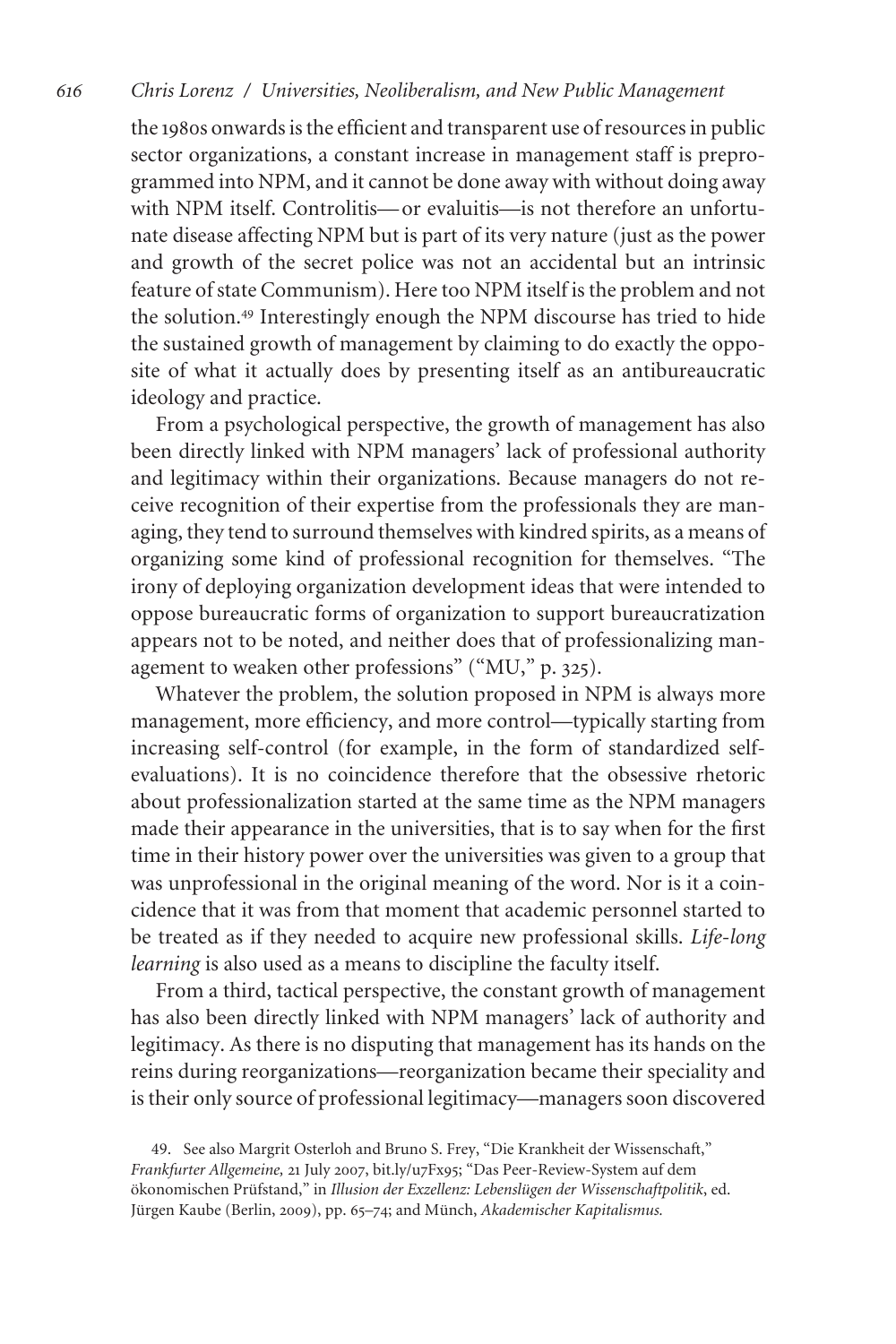the 1980s onwards is the efficient and transparent use of resources in public sector organizations, a constant increase in management staff is preprogrammed into NPM, and it cannot be done away with without doing away with NPM itself. Controlitis—or evaluitis—is not therefore an unfortunate disease affecting NPM but is part of its very nature (just as the power and growth of the secret police was not an accidental but an intrinsic feature of state Communism). Here too NPM itself is the problem and not the solution.[49] Interestingly enough the NPM discourse has tried to hide the sustained growth of management by claiming to do exactly the opposite of what it actually does by presenting itself as an antibureaucratic ideology and practice.

From a psychological perspective, the growth of management has also been directly linked with NPM managers' lack of professional authority and legitimacy within their organizations. Because managers do not receive recognition of their expertise from the professionals they are managing, they tend to surround themselves with kindred spirits, as a means of organizing some kind of professional recognition for themselves. "The irony of deploying organization development ideas that were intended to oppose bureaucratic forms of organization to support bureaucratization appears not to be noted, and neither does that of professionalizing management to weaken other professions" ("MU," p. 325).

Whatever the problem, the solution proposed in NPM is always more management, more efficiency, and more control—typically starting from increasing self-control (for example, in the form of standardized self-evaluations). It is no coincidence therefore that the obsessive rhetoric about professionalization started at the same time as the NPM managers made their appearance in the universities, that is to say when for the first time in their history power over the universities was given to a group that was unprofessional in the original meaning of the word. Nor is it a coincidence that it was from that moment that academic personnel started to be treated as if they needed to acquire new professional skills. *Life-long learning* is also used as a means to discipline the faculty itself.

From a third, tactical perspective, the constant growth of management has also been directly linked with NPM managers' lack of authority and legitimacy. As there is no disputing that management has its hands on the reins during reorganizations—reorganization became their speciality and is their only source of professional legitimacy—managers soon discovered

49. See also Margrit Osterloh and Bruno S. Frey, "Die Krankheit der Wissenschaft," *Frankfurter Allgemeine,* 21 July 2007, bit.ly/u7Fx95; "Das Peer-Review-System auf dem ökonomischen Prüfstand," in *Illusion der Exzellenz: Lebenslügen der Wissenschaftpolitik*, ed. Jürgen Kaube (Berlin, 2009), pp. 65–74; and Münch, *Akademischer Kapitalismus.*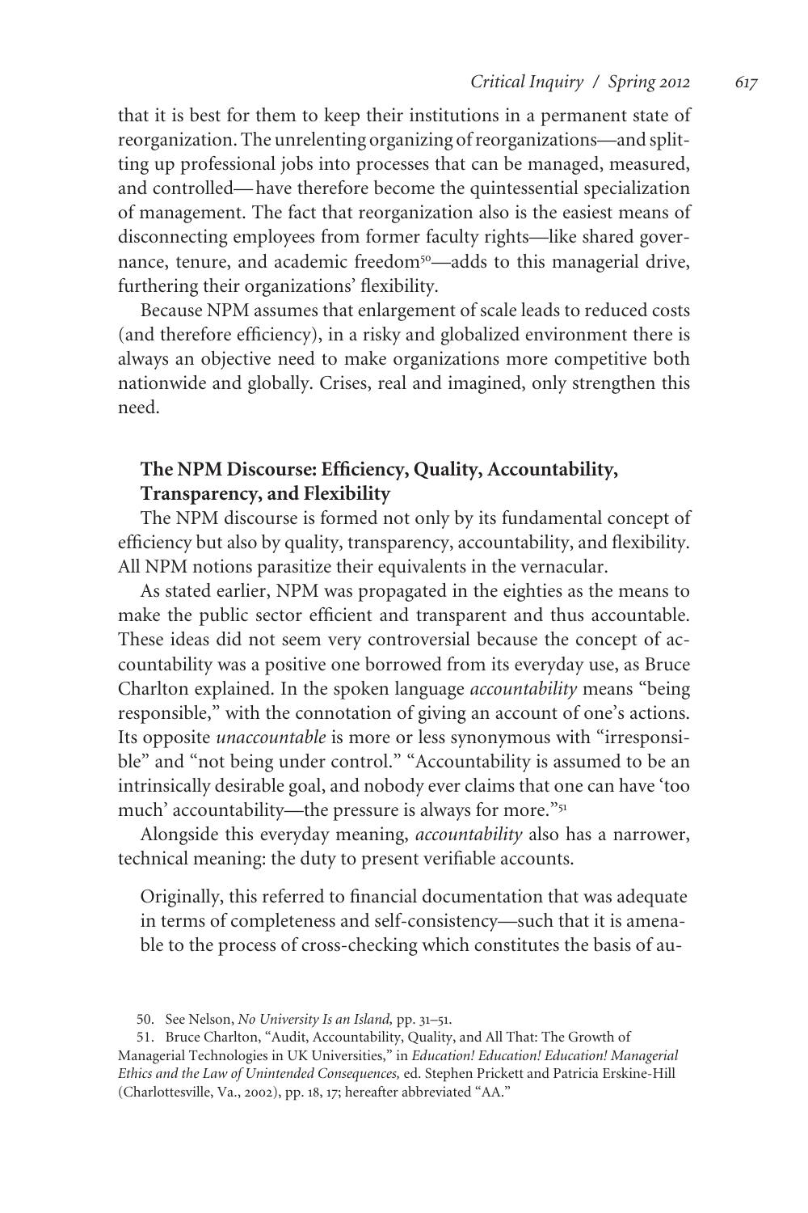that it is best for them to keep their institutions in a permanent state of reorganization. The unrelenting organizing of reorganizations—and splitting up professional jobs into processes that can be managed, measured, and controlled—have therefore become the quintessential specialization of management. The fact that reorganization also is the easiest means of disconnecting employees from former faculty rights—like shared governance, tenure, and academic freedom[50]—adds to this managerial drive, furthering their organizations' flexibility.

Because NPM assumes that enlargement of scale leads to reduced costs (and therefore efficiency), in a risky and globalized environment there is always an objective need to make organizations more competitive both nationwide and globally. Crises, real and imagined, only strengthen this need.

## The NPM Discourse: Efficiency, Quality, Accountability, Transparency, and Flexibility

The NPM discourse is formed not only by its fundamental concept of efficiency but also by quality, transparency, accountability, and flexibility. All NPM notions parasitize their equivalents in the vernacular.

As stated earlier, NPM was propagated in the eighties as the means to make the public sector efficient and transparent and thus accountable. These ideas did not seem very controversial because the concept of accountability was a positive one borrowed from its everyday use, as Bruce Charlton explained. In the spoken language *accountability* means "being responsible," with the connotation of giving an account of one's actions. Its opposite *unaccountable* is more or less synonymous with "irresponsible" and "not being under control." "Accountability is assumed to be an intrinsically desirable goal, and nobody ever claims that one can have 'too much' accountability—the pressure is always for more."[51]

Alongside this everyday meaning, *accountability* also has a narrower, technical meaning: the duty to present verifiable accounts.

> Originally, this referred to financial documentation that was adequate in terms of completeness and self-consistency—such that it is amenable to the process of cross-checking which constitutes the basis of au-

50. See Nelson, *No University Is an Island,* pp. 31–51.

51. Bruce Charlton, "Audit, Accountability, Quality, and All That: The Growth of Managerial Technologies in UK Universities," in *Education! Education! Education! Managerial Ethics and the Law of Unintended Consequences,* ed. Stephen Prickett and Patricia Erskine-Hill (Charlottesville, Va., 2002), pp. 18, 17; hereafter abbreviated "AA."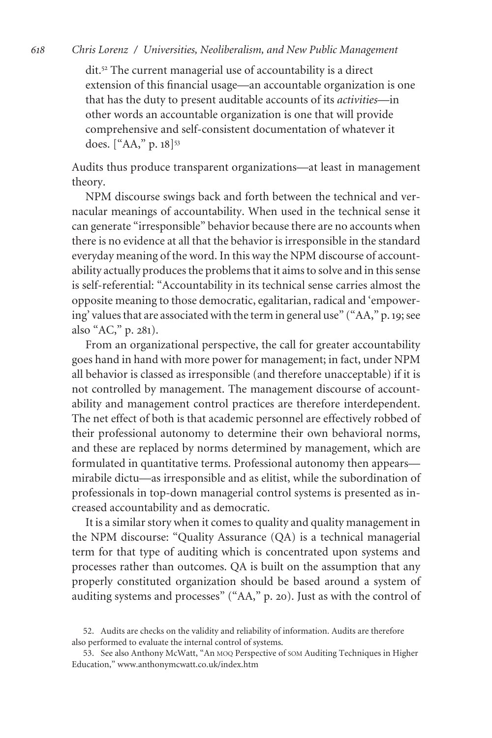dit.[52] The current managerial use of accountability is a direct extension of this financial usage—an accountable organization is one that has the duty to present auditable accounts of its *activities*—in other words an accountable organization is one that will provide comprehensive and self-consistent documentation of whatever it does. ["AA," p. 18][53]

Audits thus produce transparent organizations—at least in management theory.

NPM discourse swings back and forth between the technical and vernacular meanings of accountability. When used in the technical sense it can generate "irresponsible" behavior because there are no accounts when there is no evidence at all that the behavior is irresponsible in the standard everyday meaning of the word. In this way the NPM discourse of accountability actually produces the problems that it aims to solve and in this sense is self-referential: "Accountability in its technical sense carries almost the opposite meaning to those democratic, egalitarian, radical and 'empowering' values that are associated with the term in general use" ("AA," p. 19; see also "AC," p. 281).

From an organizational perspective, the call for greater accountability goes hand in hand with more power for management; in fact, under NPM all behavior is classed as irresponsible (and therefore unacceptable) if it is not controlled by management. The management discourse of accountability and management control practices are therefore interdependent. The net effect of both is that academic personnel are effectively robbed of their professional autonomy to determine their own behavioral norms, and these are replaced by norms determined by management, which are formulated in quantitative terms. Professional autonomy then appears—mirabile dictu—as irresponsible and as elitist, while the subordination of professionals in top-down managerial control systems is presented as increased accountability and as democratic.

It is a similar story when it comes to quality and quality management in the NPM discourse: "Quality Assurance (QA) is a technical managerial term for that type of auditing which is concentrated upon systems and processes rather than outcomes. QA is built on the assumption that any properly constituted organization should be based around a system of auditing systems and processes" ("AA," p. 20). Just as with the control of

52. Audits are checks on the validity and reliability of information. Audits are therefore also performed to evaluate the internal control of systems.

53. See also Anthony McWatt, "An MOQ Perspective of SOM Auditing Techniques in Higher Education," www.anthonymcwatt.co.uk/index.htm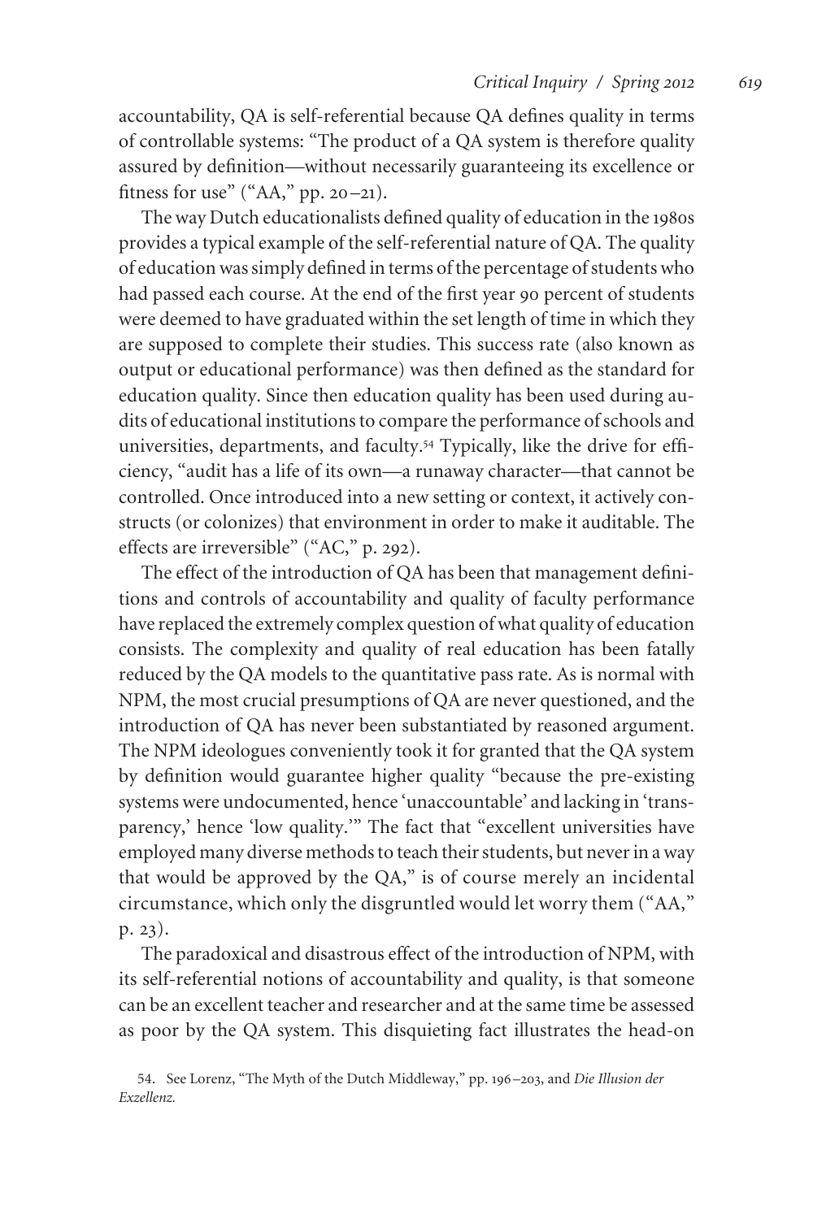accountability, QA is self-referential because QA defines quality in terms of controllable systems: "The product of a QA system is therefore quality assured by definition—without necessarily guaranteeing its excellence or fitness for use" ("AA," pp. 20–21).

The way Dutch educationalists defined quality of education in the 1980s provides a typical example of the self-referential nature of QA. The quality of education was simply defined in terms of the percentage of students who had passed each course. At the end of the first year 90 percent of students were deemed to have graduated within the set length of time in which they are supposed to complete their studies. This success rate (also known as output or educational performance) was then defined as the standard for education quality. Since then education quality has been used during audits of educational institutions to compare the performance of schools and universities, departments, and faculty.[54] Typically, like the drive for efficiency, "audit has a life of its own—a runaway character—that cannot be controlled. Once introduced into a new setting or context, it actively constructs (or colonizes) that environment in order to make it auditable. The effects are irreversible" ("AC," p. 292).

The effect of the introduction of QA has been that management definitions and controls of accountability and quality of faculty performance have replaced the extremely complex question of what quality of education consists. The complexity and quality of real education has been fatally reduced by the QA models to the quantitative pass rate. As is normal with NPM, the most crucial presumptions of QA are never questioned, and the introduction of QA has never been substantiated by reasoned argument. The NPM ideologues conveniently took it for granted that the QA system by definition would guarantee higher quality "because the pre-existing systems were undocumented, hence 'unaccountable' and lacking in 'transparency,' hence 'low quality.'" The fact that "excellent universities have employed many diverse methods to teach their students, but never in a way that would be approved by the QA," is of course merely an incidental circumstance, which only the disgruntled would let worry them ("AA," p. 23).

The paradoxical and disastrous effect of the introduction of NPM, with its self-referential notions of accountability and quality, is that someone can be an excellent teacher and researcher and at the same time be assessed as poor by the QA system. This disquieting fact illustrates the head-on

54. See Lorenz, "The Myth of the Dutch Middleway," pp. 196–203, and *Die Illusion der Exzellenz.*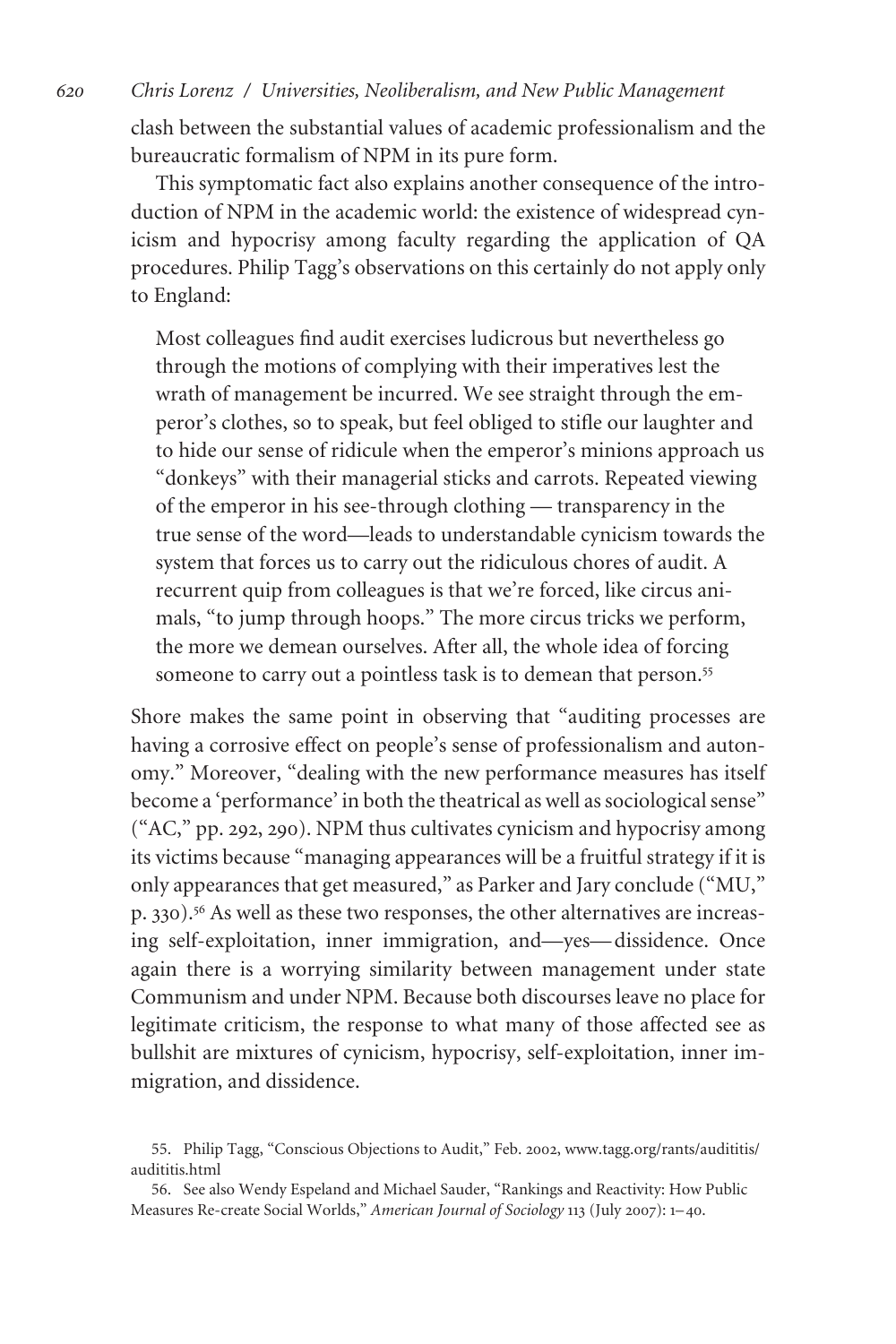clash between the substantial values of academic professionalism and the bureaucratic formalism of NPM in its pure form.

This symptomatic fact also explains another consequence of the introduction of NPM in the academic world: the existence of widespread cynicism and hypocrisy among faculty regarding the application of QA procedures. Philip Tagg's observations on this certainly do not apply only to England:

> Most colleagues find audit exercises ludicrous but nevertheless go through the motions of complying with their imperatives lest the wrath of management be incurred. We see straight through the emperor's clothes, so to speak, but feel obliged to stifle our laughter and to hide our sense of ridicule when the emperor's minions approach us "donkeys" with their managerial sticks and carrots. Repeated viewing of the emperor in his see-through clothing — transparency in the true sense of the word—leads to understandable cynicism towards the system that forces us to carry out the ridiculous chores of audit. A recurrent quip from colleagues is that we're forced, like circus animals, "to jump through hoops." The more circus tricks we perform, the more we demean ourselves. After all, the whole idea of forcing someone to carry out a pointless task is to demean that person.[55]

Shore makes the same point in observing that "auditing processes are having a corrosive effect on people's sense of professionalism and autonomy." Moreover, "dealing with the new performance measures has itself become a 'performance' in both the theatrical as well as sociological sense" ("AC," pp. 292, 290). NPM thus cultivates cynicism and hypocrisy among its victims because "managing appearances will be a fruitful strategy if it is only appearances that get measured," as Parker and Jary conclude ("MU," p. 330).[56] As well as these two responses, the other alternatives are increasing self-exploitation, inner immigration, and—yes—dissidence. Once again there is a worrying similarity between management under state Communism and under NPM. Because both discourses leave no place for legitimate criticism, the response to what many of those affected see as bullshit are mixtures of cynicism, hypocrisy, self-exploitation, inner immigration, and dissidence.

55. Philip Tagg, "Conscious Objections to Audit," Feb. 2002, www.tagg.org/rants/audititis/audititis.html

56. See also Wendy Espeland and Michael Sauder, "Rankings and Reactivity: How Public Measures Re-create Social Worlds," *American Journal of Sociology* 113 (July 2007): 1–40.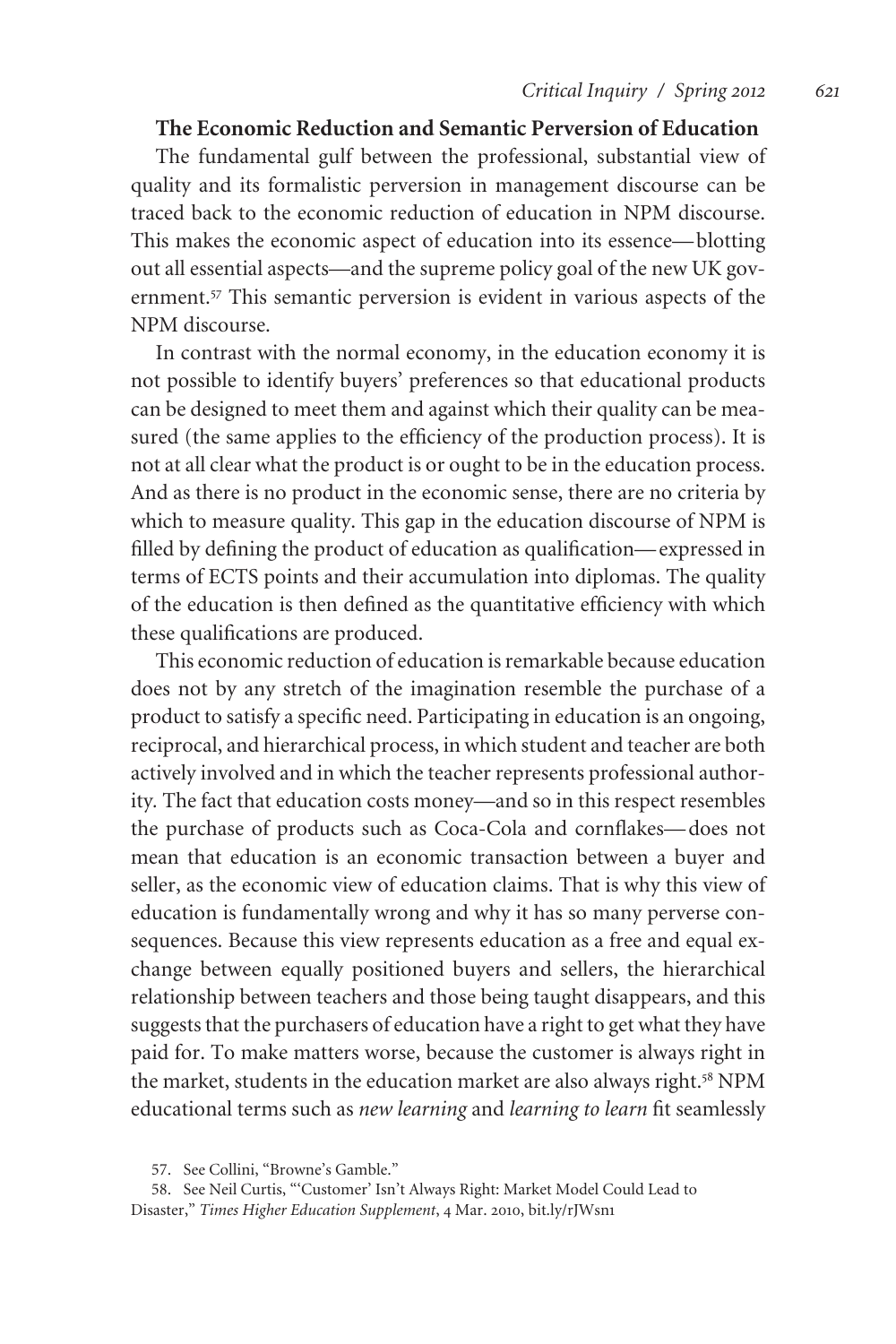**The Economic Reduction and Semantic Perversion of Education**

The fundamental gulf between the professional, substantial view of quality and its formalistic perversion in management discourse can be traced back to the economic reduction of education in NPM discourse. This makes the economic aspect of education into its essence—blotting out all essential aspects—and the supreme policy goal of the new UK government.[57] This semantic perversion is evident in various aspects of the NPM discourse.

In contrast with the normal economy, in the education economy it is not possible to identify buyers' preferences so that educational products can be designed to meet them and against which their quality can be measured (the same applies to the efficiency of the production process). It is not at all clear what the product is or ought to be in the education process. And as there is no product in the economic sense, there are no criteria by which to measure quality. This gap in the education discourse of NPM is filled by defining the product of education as qualification—expressed in terms of ECTS points and their accumulation into diplomas. The quality of the education is then defined as the quantitative efficiency with which these qualifications are produced.

This economic reduction of education is remarkable because education does not by any stretch of the imagination resemble the purchase of a product to satisfy a specific need. Participating in education is an ongoing, reciprocal, and hierarchical process, in which student and teacher are both actively involved and in which the teacher represents professional authority. The fact that education costs money—and so in this respect resembles the purchase of products such as Coca-Cola and cornflakes—does not mean that education is an economic transaction between a buyer and seller, as the economic view of education claims. That is why this view of education is fundamentally wrong and why it has so many perverse consequences. Because this view represents education as a free and equal exchange between equally positioned buyers and sellers, the hierarchical relationship between teachers and those being taught disappears, and this suggests that the purchasers of education have a right to get what they have paid for. To make matters worse, because the customer is always right in the market, students in the education market are also always right.[58] NPM educational terms such as *new learning* and *learning to learn* fit seamlessly

57. See Collini, "Browne's Gamble."

58. See Neil Curtis, "'Customer' Isn't Always Right: Market Model Could Lead to Disaster," *Times Higher Education Supplement*, 4 Mar. 2010, bit.ly/rJWsn1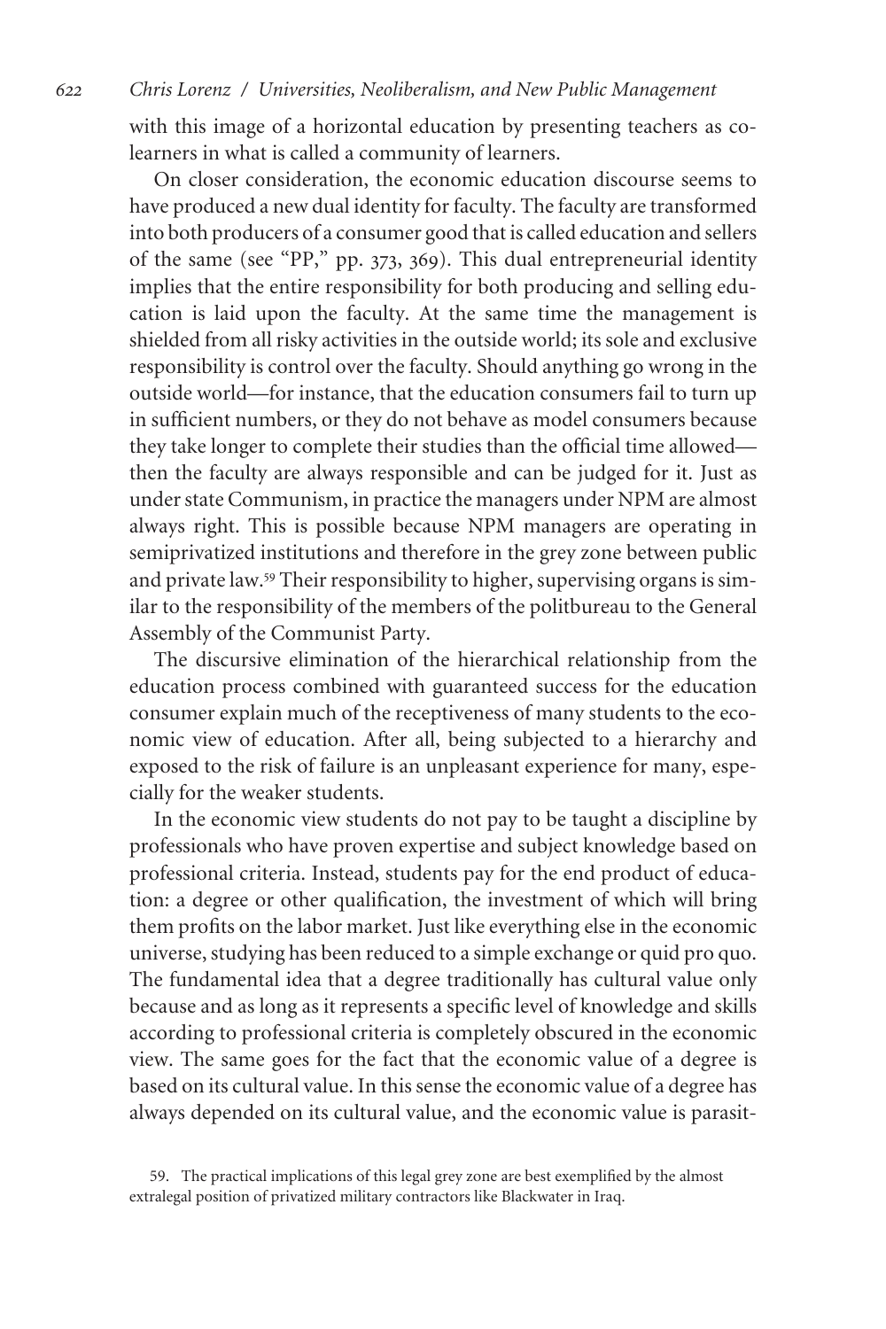with this image of a horizontal education by presenting teachers as co-learners in what is called a community of learners.

On closer consideration, the economic education discourse seems to have produced a new dual identity for faculty. The faculty are transformed into both producers of a consumer good that is called education and sellers of the same (see "PP," pp. 373, 369). This dual entrepreneurial identity implies that the entire responsibility for both producing and selling education is laid upon the faculty. At the same time the management is shielded from all risky activities in the outside world; its sole and exclusive responsibility is control over the faculty. Should anything go wrong in the outside world—for instance, that the education consumers fail to turn up in sufficient numbers, or they do not behave as model consumers because they take longer to complete their studies than the official time allowed—then the faculty are always responsible and can be judged for it. Just as under state Communism, in practice the managers under NPM are almost always right. This is possible because NPM managers are operating in semiprivatized institutions and therefore in the grey zone between public and private law.[59] Their responsibility to higher, supervising organs is similar to the responsibility of the members of the politbureau to the General Assembly of the Communist Party.

The discursive elimination of the hierarchical relationship from the education process combined with guaranteed success for the education consumer explain much of the receptiveness of many students to the economic view of education. After all, being subjected to a hierarchy and exposed to the risk of failure is an unpleasant experience for many, especially for the weaker students.

In the economic view students do not pay to be taught a discipline by professionals who have proven expertise and subject knowledge based on professional criteria. Instead, students pay for the end product of education: a degree or other qualification, the investment of which will bring them profits on the labor market. Just like everything else in the economic universe, studying has been reduced to a simple exchange or quid pro quo. The fundamental idea that a degree traditionally has cultural value only because and as long as it represents a specific level of knowledge and skills according to professional criteria is completely obscured in the economic view. The same goes for the fact that the economic value of a degree is based on its cultural value. In this sense the economic value of a degree has always depended on its cultural value, and the economic value is parasit-

59. The practical implications of this legal grey zone are best exemplified by the almost extralegal position of privatized military contractors like Blackwater in Iraq.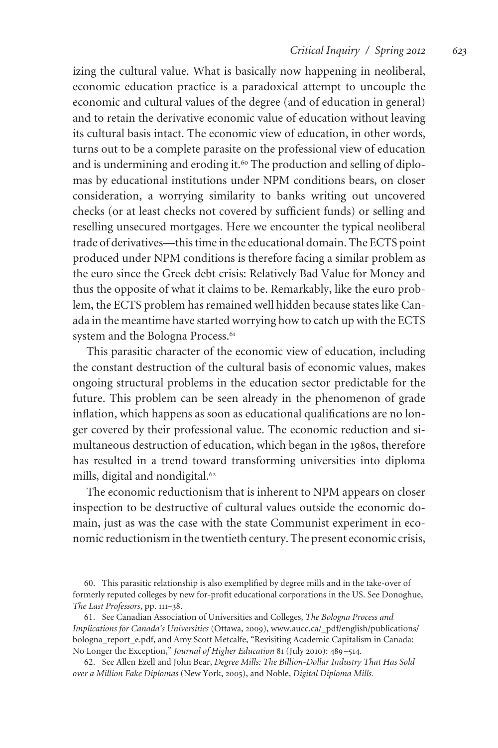izing the cultural value. What is basically now happening in neoliberal, economic education practice is a paradoxical attempt to uncouple the economic and cultural values of the degree (and of education in general) and to retain the derivative economic value of education without leaving its cultural basis intact. The economic view of education, in other words, turns out to be a complete parasite on the professional view of education and is undermining and eroding it.[60] The production and selling of diplomas by educational institutions under NPM conditions bears, on closer consideration, a worrying similarity to banks writing out uncovered checks (or at least checks not covered by sufficient funds) or selling and reselling unsecured mortgages. Here we encounter the typical neoliberal trade of derivatives—this time in the educational domain. The ECTS point produced under NPM conditions is therefore facing a similar problem as the euro since the Greek debt crisis: Relatively Bad Value for Money and thus the opposite of what it claims to be. Remarkably, like the euro problem, the ECTS problem has remained well hidden because states like Canada in the meantime have started worrying how to catch up with the ECTS system and the Bologna Process.[61]

This parasitic character of the economic view of education, including the constant destruction of the cultural basis of economic values, makes ongoing structural problems in the education sector predictable for the future. This problem can be seen already in the phenomenon of grade inflation, which happens as soon as educational qualifications are no longer covered by their professional value. The economic reduction and simultaneous destruction of education, which began in the 1980s, therefore has resulted in a trend toward transforming universities into diploma mills, digital and nondigital.[62]

The economic reductionism that is inherent to NPM appears on closer inspection to be destructive of cultural values outside the economic domain, just as was the case with the state Communist experiment in economic reductionism in the twentieth century. The present economic crisis,

60. This parasitic relationship is also exemplified by degree mills and in the take-over of formerly reputed colleges by new for-profit educational corporations in the US. See Donoghue, *The Last Professors*, pp. 111–38.

61. See Canadian Association of Universities and Colleges, *The Bologna Process and Implications for Canada's Universities* (Ottawa, 2009), www.aucc.ca/_pdf/english/publications/bologna_report_e.pdf, and Amy Scott Metcalfe, "Revisiting Academic Capitalism in Canada: No Longer the Exception," *Journal of Higher Education* 81 (July 2010): 489–514.

62. See Allen Ezell and John Bear, *Degree Mills: The Billion-Dollar Industry That Has Sold over a Million Fake Diplomas* (New York, 2005), and Noble, *Digital Diploma Mills.*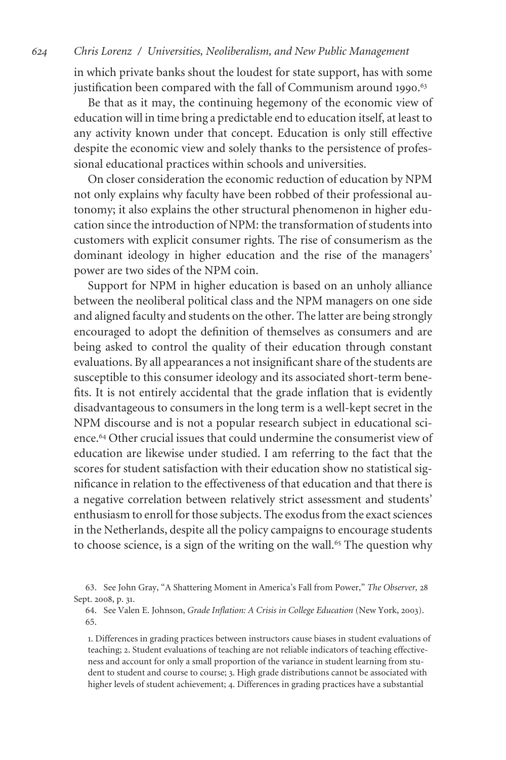in which private banks shout the loudest for state support, has with some justification been compared with the fall of Communism around 1990.[63]

Be that as it may, the continuing hegemony of the economic view of education will in time bring a predictable end to education itself, at least to any activity known under that concept. Education is only still effective despite the economic view and solely thanks to the persistence of professional educational practices within schools and universities.

On closer consideration the economic reduction of education by NPM not only explains why faculty have been robbed of their professional autonomy; it also explains the other structural phenomenon in higher education since the introduction of NPM: the transformation of students into customers with explicit consumer rights. The rise of consumerism as the dominant ideology in higher education and the rise of the managers' power are two sides of the NPM coin.

Support for NPM in higher education is based on an unholy alliance between the neoliberal political class and the NPM managers on one side and aligned faculty and students on the other. The latter are being strongly encouraged to adopt the definition of themselves as consumers and are being asked to control the quality of their education through constant evaluations. By all appearances a not insignificant share of the students are susceptible to this consumer ideology and its associated short-term benefits. It is not entirely accidental that the grade inflation that is evidently disadvantageous to consumers in the long term is a well-kept secret in the NPM discourse and is not a popular research subject in educational science.[64] Other crucial issues that could undermine the consumerist view of education are likewise under studied. I am referring to the fact that the scores for student satisfaction with their education show no statistical significance in relation to the effectiveness of that education and that there is a negative correlation between relatively strict assessment and students' enthusiasm to enroll for those subjects. The exodus from the exact sciences in the Netherlands, despite all the policy campaigns to encourage students to choose science, is a sign of the writing on the wall.[65] The question why

63. See John Gray, "A Shattering Moment in America's Fall from Power," *The Observer,* 28 Sept. 2008, p. 31.

64. See Valen E. Johnson, *Grade Inflation: A Crisis in College Education* (New York, 2003).

65.

1. Differences in grading practices between instructors cause biases in student evaluations of teaching; 2. Student evaluations of teaching are not reliable indicators of teaching effectiveness and account for only a small proportion of the variance in student learning from student to student and course to course; 3. High grade distributions cannot be associated with higher levels of student achievement; 4. Differences in grading practices have a substantial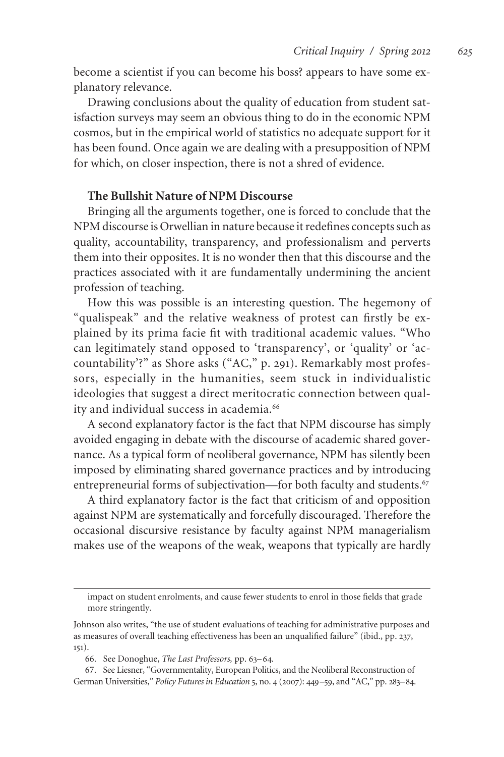become a scientist if you can become his boss? appears to have some explanatory relevance.

Drawing conclusions about the quality of education from student satisfaction surveys may seem an obvious thing to do in the economic NPM cosmos, but in the empirical world of statistics no adequate support for it has been found. Once again we are dealing with a presupposition of NPM for which, on closer inspection, there is not a shred of evidence.

## The Bullshit Nature of NPM Discourse

Bringing all the arguments together, one is forced to conclude that the NPM discourse is Orwellian in nature because it redefines concepts such as quality, accountability, transparency, and professionalism and perverts them into their opposites. It is no wonder then that this discourse and the practices associated with it are fundamentally undermining the ancient profession of teaching.

How this was possible is an interesting question. The hegemony of "qualispeak" and the relative weakness of protest can firstly be explained by its prima facie fit with traditional academic values. "Who can legitimately stand opposed to 'transparency', or 'quality' or 'accountability'?" as Shore asks ("AC," p. 291). Remarkably most professors, especially in the humanities, seem stuck in individualistic ideologies that suggest a direct meritocratic connection between quality and individual success in academia.[66]

A second explanatory factor is the fact that NPM discourse has simply avoided engaging in debate with the discourse of academic shared governance. As a typical form of neoliberal governance, NPM has silently been imposed by eliminating shared governance practices and by introducing entrepreneurial forms of subjectivation—for both faculty and students.[67]

A third explanatory factor is the fact that criticism of and opposition against NPM are systematically and forcefully discouraged. Therefore the occasional discursive resistance by faculty against NPM managerialism makes use of the weapons of the weak, weapons that typically are hardly

---

impact on student enrolments, and cause fewer students to enrol in those fields that grade more stringently.

Johnson also writes, "the use of student evaluations of teaching for administrative purposes and as measures of overall teaching effectiveness has been an unqualified failure" (ibid., pp. 237, 151).

66. See Donoghue, *The Last Professors,* pp. 63–64.

67. See Liesner, "Governmentality, European Politics, and the Neoliberal Reconstruction of German Universities," *Policy Futures in Education* 5, no. 4 (2007): 449–59, and "AC," pp. 283–84.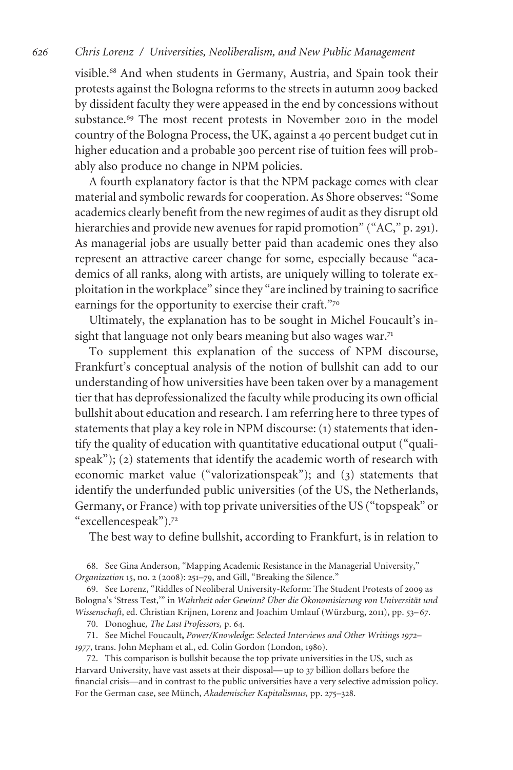visible.[68] And when students in Germany, Austria, and Spain took their protests against the Bologna reforms to the streets in autumn 2009 backed by dissident faculty they were appeased in the end by concessions without substance.[69] The most recent protests in November 2010 in the model country of the Bologna Process, the UK, against a 40 percent budget cut in higher education and a probable 300 percent rise of tuition fees will probably also produce no change in NPM policies.

A fourth explanatory factor is that the NPM package comes with clear material and symbolic rewards for cooperation. As Shore observes: "Some academics clearly benefit from the new regimes of audit as they disrupt old hierarchies and provide new avenues for rapid promotion" ("AC," p. 291). As managerial jobs are usually better paid than academic ones they also represent an attractive career change for some, especially because "academics of all ranks, along with artists, are uniquely willing to tolerate exploitation in the workplace" since they "are inclined by training to sacrifice earnings for the opportunity to exercise their craft."[70]

Ultimately, the explanation has to be sought in Michel Foucault's insight that language not only bears meaning but also wages war.[71]

To supplement this explanation of the success of NPM discourse, Frankfurt's conceptual analysis of the notion of bullshit can add to our understanding of how universities have been taken over by a management tier that has deprofessionalized the faculty while producing its own official bullshit about education and research. I am referring here to three types of statements that play a key role in NPM discourse: (1) statements that identify the quality of education with quantitative educational output ("qualispeak"); (2) statements that identify the academic worth of research with economic market value ("valorizationspeak"); and (3) statements that identify the underfunded public universities (of the US, the Netherlands, Germany, or France) with top private universities of the US ("topspeak" or "excellencespeak").[72]

The best way to define bullshit, according to Frankfurt, is in relation to

68. See Gina Anderson, "Mapping Academic Resistance in the Managerial University," *Organization* 15, no. 2 (2008): 251–79, and Gill, "Breaking the Silence."

69. See Lorenz, "Riddles of Neoliberal University-Reform: The Student Protests of 2009 as Bologna's 'Stress Test,'" in *Wahrheit oder Gewinn? Über die Ökonomisierung von Universität und Wissenschaft*, ed. Christian Krijnen, Lorenz and Joachim Umlauf (Würzburg, 2011), pp. 53–67.

70. Donoghue*, The Last Professors,* p. 64.

71. See Michel Foucault**,** *Power/Knowledge*: *Selected Interviews and Other Writings 1972–1977*, trans. John Mepham et al., ed. Colin Gordon (London, 1980).

72. This comparison is bullshit because the top private universities in the US, such as Harvard University, have vast assets at their disposal—up to 37 billion dollars before the financial crisis—and in contrast to the public universities have a very selective admission policy. For the German case, see Münch, *Akademischer Kapitalismus,* pp. 275–328.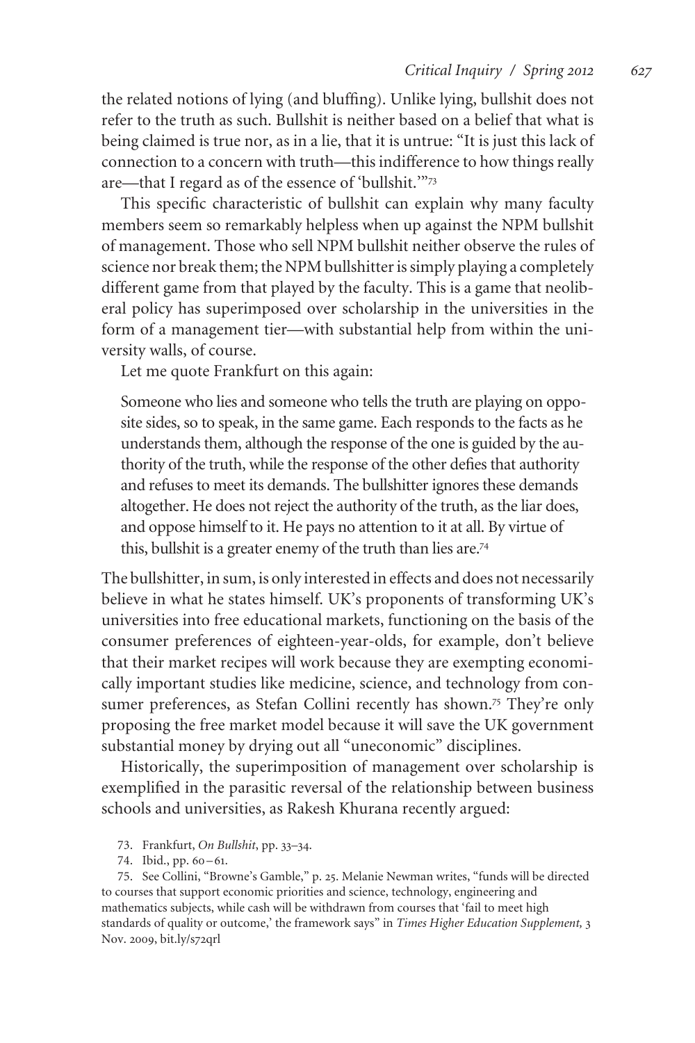the related notions of lying (and bluffing). Unlike lying, bullshit does not refer to the truth as such. Bullshit is neither based on a belief that what is being claimed is true nor, as in a lie, that it is untrue: "It is just this lack of connection to a concern with truth—this indifference to how things really are—that I regard as of the essence of 'bullshit.'"[73]

This specific characteristic of bullshit can explain why many faculty members seem so remarkably helpless when up against the NPM bullshit of management. Those who sell NPM bullshit neither observe the rules of science nor break them; the NPM bullshitter is simply playing a completely different game from that played by the faculty. This is a game that neoliberal policy has superimposed over scholarship in the universities in the form of a management tier—with substantial help from within the university walls, of course.

Let me quote Frankfurt on this again:

> Someone who lies and someone who tells the truth are playing on opposite sides, so to speak, in the same game. Each responds to the facts as he understands them, although the response of the one is guided by the authority of the truth, while the response of the other defies that authority and refuses to meet its demands. The bullshitter ignores these demands altogether. He does not reject the authority of the truth, as the liar does, and oppose himself to it. He pays no attention to it at all. By virtue of this, bullshit is a greater enemy of the truth than lies are.[74]

The bullshitter, in sum, is only interested in effects and does not necessarily believe in what he states himself. UK's proponents of transforming UK's universities into free educational markets, functioning on the basis of the consumer preferences of eighteen-year-olds, for example, don't believe that their market recipes will work because they are exempting economically important studies like medicine, science, and technology from consumer preferences, as Stefan Collini recently has shown.[75] They're only proposing the free market model because it will save the UK government substantial money by drying out all "uneconomic" disciplines.

Historically, the superimposition of management over scholarship is exemplified in the parasitic reversal of the relationship between business schools and universities, as Rakesh Khurana recently argued:

73. Frankfurt, *On Bullshit*, pp. 33–34.

74. Ibid., pp. 60–61.

75. See Collini, "Browne's Gamble," p. 25. Melanie Newman writes, "funds will be directed to courses that support economic priorities and science, technology, engineering and mathematics subjects, while cash will be withdrawn from courses that 'fail to meet high standards of quality or outcome,' the framework says" in *Times Higher Education Supplement,* 3 Nov. 2009, bit.ly/s72qrl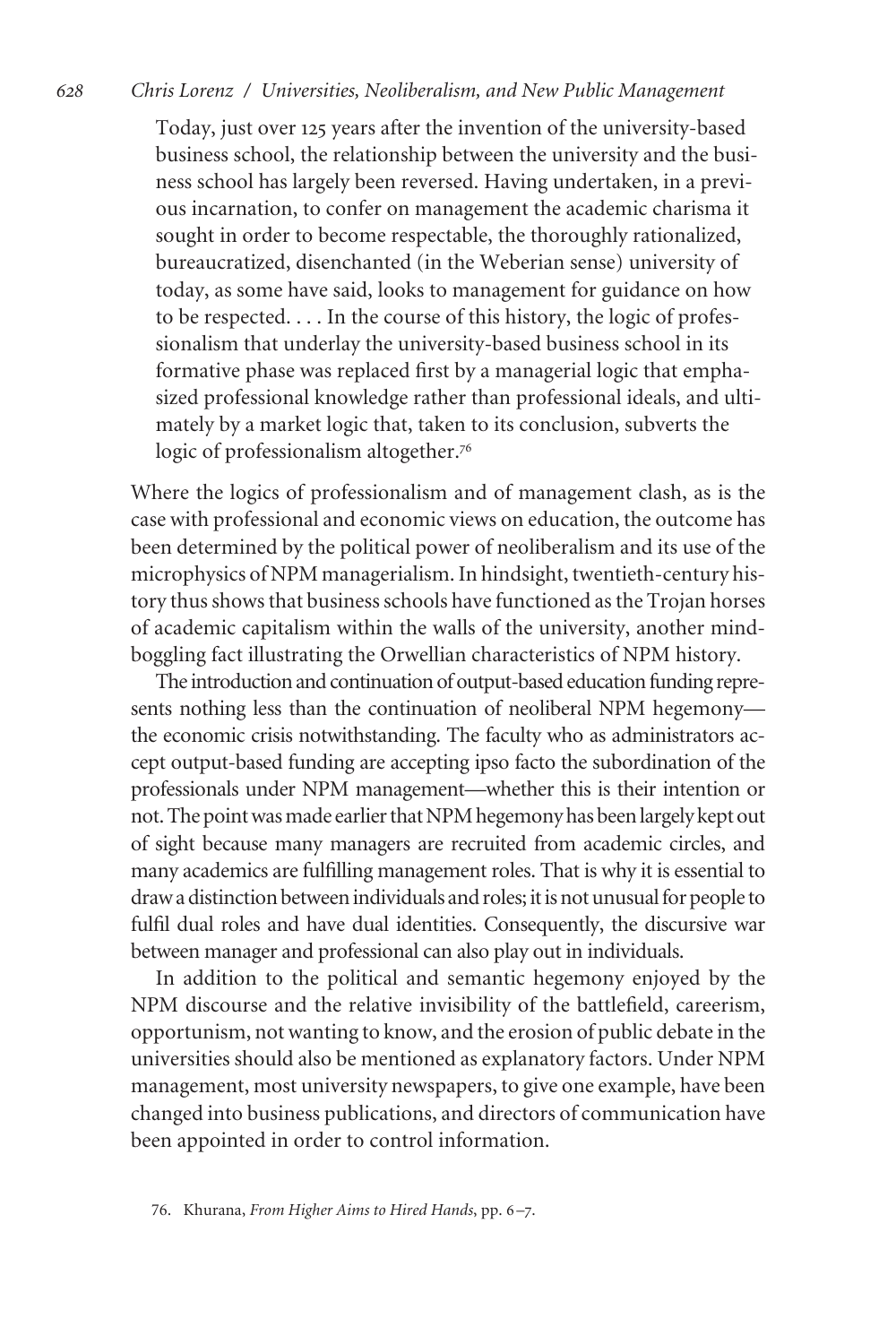> Today, just over 125 years after the invention of the university-based business school, the relationship between the university and the business school has largely been reversed. Having undertaken, in a previous incarnation, to confer on management the academic charisma it sought in order to become respectable, the thoroughly rationalized, bureaucratized, disenchanted (in the Weberian sense) university of today, as some have said, looks to management for guidance on how to be respected. . . . In the course of this history, the logic of professionalism that underlay the university-based business school in its formative phase was replaced first by a managerial logic that emphasized professional knowledge rather than professional ideals, and ultimately by a market logic that, taken to its conclusion, subverts the logic of professionalism altogether.[76]

Where the logics of professionalism and of management clash, as is the case with professional and economic views on education, the outcome has been determined by the political power of neoliberalism and its use of the microphysics of NPM managerialism. In hindsight, twentieth-century history thus shows that business schools have functioned as the Trojan horses of academic capitalism within the walls of the university, another mind-boggling fact illustrating the Orwellian characteristics of NPM history.

The introduction and continuation of output-based education funding represents nothing less than the continuation of neoliberal NPM hegemony—the economic crisis notwithstanding. The faculty who as administrators accept output-based funding are accepting ipso facto the subordination of the professionals under NPM management—whether this is their intention or not. The point was made earlier that NPM hegemony has been largely kept out of sight because many managers are recruited from academic circles, and many academics are fulfilling management roles. That is why it is essential to draw a distinction between individuals and roles; it is not unusual for people to fulfil dual roles and have dual identities. Consequently, the discursive war between manager and professional can also play out in individuals.

In addition to the political and semantic hegemony enjoyed by the NPM discourse and the relative invisibility of the battlefield, careerism, opportunism, not wanting to know, and the erosion of public debate in the universities should also be mentioned as explanatory factors. Under NPM management, most university newspapers, to give one example, have been changed into business publications, and directors of communication have been appointed in order to control information.

76. Khurana, *From Higher Aims to Hired Hands*, pp. 6–7.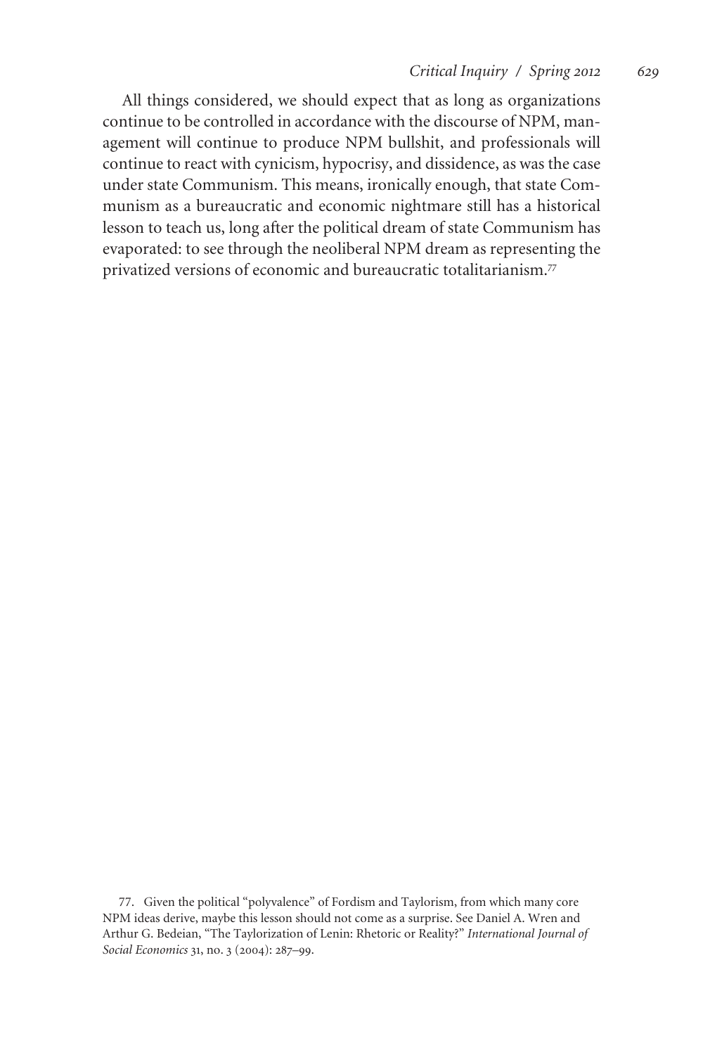All things considered, we should expect that as long as organizations continue to be controlled in accordance with the discourse of NPM, management will continue to produce NPM bullshit, and professionals will continue to react with cynicism, hypocrisy, and dissidence, as was the case under state Communism. This means, ironically enough, that state Communism as a bureaucratic and economic nightmare still has a historical lesson to teach us, long after the political dream of state Communism has evaporated: to see through the neoliberal NPM dream as representing the privatized versions of economic and bureaucratic totalitarianism.[77]

77. Given the political "polyvalence" of Fordism and Taylorism, from which many core NPM ideas derive, maybe this lesson should not come as a surprise. See Daniel A. Wren and Arthur G. Bedeian, "The Taylorization of Lenin: Rhetoric or Reality?" *International Journal of Social Economics* 31, no. 3 (2004): 287–99.